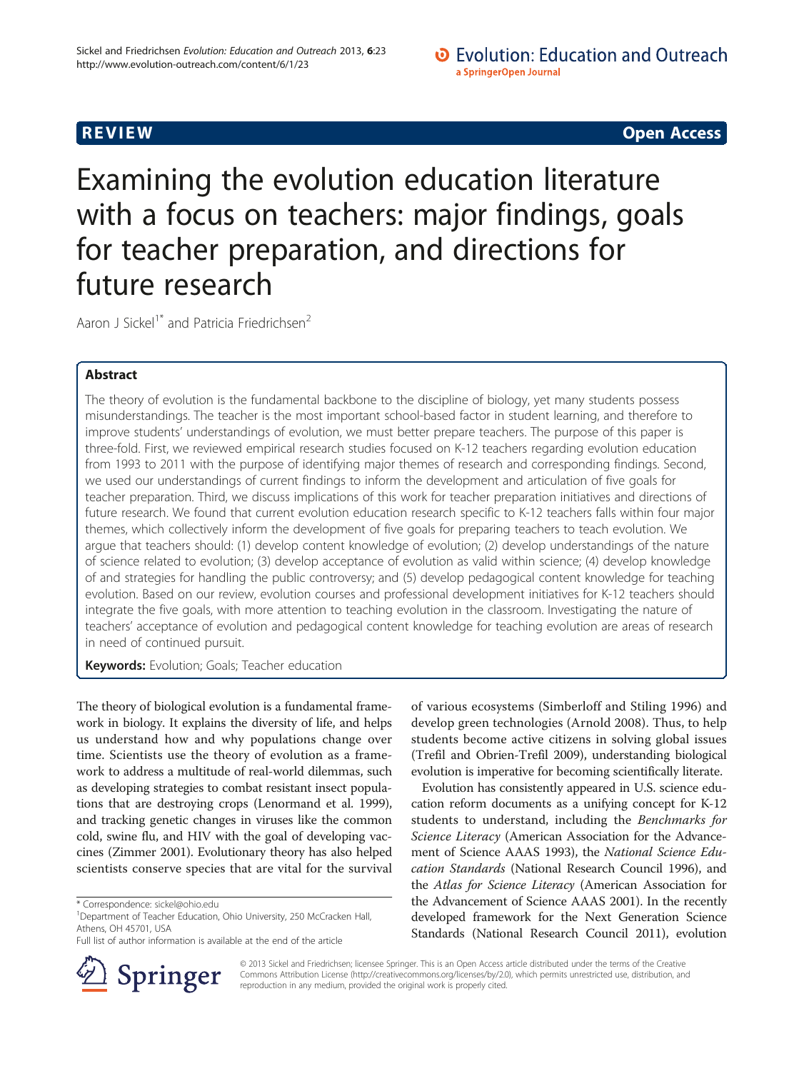REVIEW **Open Access**

# Examining the evolution education literature with a focus on teachers: major findings, goals for teacher preparation, and directions for future research

Aaron J Sickel[1*] and Patricia Friedrichsen[2]

## Abstract

The theory of evolution is the fundamental backbone to the discipline of biology, yet many students possess misunderstandings. The teacher is the most important school-based factor in student learning, and therefore to improve students' understandings of evolution, we must better prepare teachers. The purpose of this paper is three-fold. First, we reviewed empirical research studies focused on K-12 teachers regarding evolution education from 1993 to 2011 with the purpose of identifying major themes of research and corresponding findings. Second, we used our understandings of current findings to inform the development and articulation of five goals for teacher preparation. Third, we discuss implications of this work for teacher preparation initiatives and directions of future research. We found that current evolution education research specific to K-12 teachers falls within four major themes, which collectively inform the development of five goals for preparing teachers to teach evolution. We argue that teachers should: (1) develop content knowledge of evolution; (2) develop understandings of the nature of science related to evolution; (3) develop acceptance of evolution as valid within science; (4) develop knowledge of and strategies for handling the public controversy; and (5) develop pedagogical content knowledge for teaching evolution. Based on our review, evolution courses and professional development initiatives for K-12 teachers should integrate the five goals, with more attention to teaching evolution in the classroom. Investigating the nature of teachers' acceptance of evolution and pedagogical content knowledge for teaching evolution are areas of research in need of continued pursuit.

**Keywords:** Evolution; Goals; Teacher education

The theory of biological evolution is a fundamental framework in biology. It explains the diversity of life, and helps us understand how and why populations change over time. Scientists use the theory of evolution as a framework to address a multitude of real-world dilemmas, such as developing strategies to combat resistant insect populations that are destroying crops (Lenormand et al. 1999), and tracking genetic changes in viruses like the common cold, swine flu, and HIV with the goal of developing vaccines (Zimmer 2001). Evolutionary theory has also helped scientists conserve species that are vital for the survival of various ecosystems (Simberloff and Stiling 1996) and develop green technologies (Arnold 2008). Thus, to help students become active citizens in solving global issues (Trefil and Obrien-Trefil 2009), understanding biological evolution is imperative for becoming scientifically literate.

Evolution has consistently appeared in U.S. science education reform documents as a unifying concept for K-12 students to understand, including the *Benchmarks for Science Literacy* (American Association for the Advancement of Science AAAS 1993), the *National Science Education Standards* (National Research Council 1996), and the *Atlas for Science Literacy* (American Association for the Advancement of Science AAAS 2001). In the recently developed framework for the Next Generation Science Standards (National Research Council 2011), evolution

\* Correspondence: sickel@ohio.edu
[1]Department of Teacher Education, Ohio University, 250 McCracken Hall, Athens, OH 45701, USA
Full list of author information is available at the end of the article

© 2013 Sickel and Friedrichsen; licensee Springer. This is an Open Access article distributed under the terms of the Creative Commons Attribution License (http://creativecommons.org/licenses/by/2.0), which permits unrestricted use, distribution, and reproduction in any medium, provided the original work is properly cited.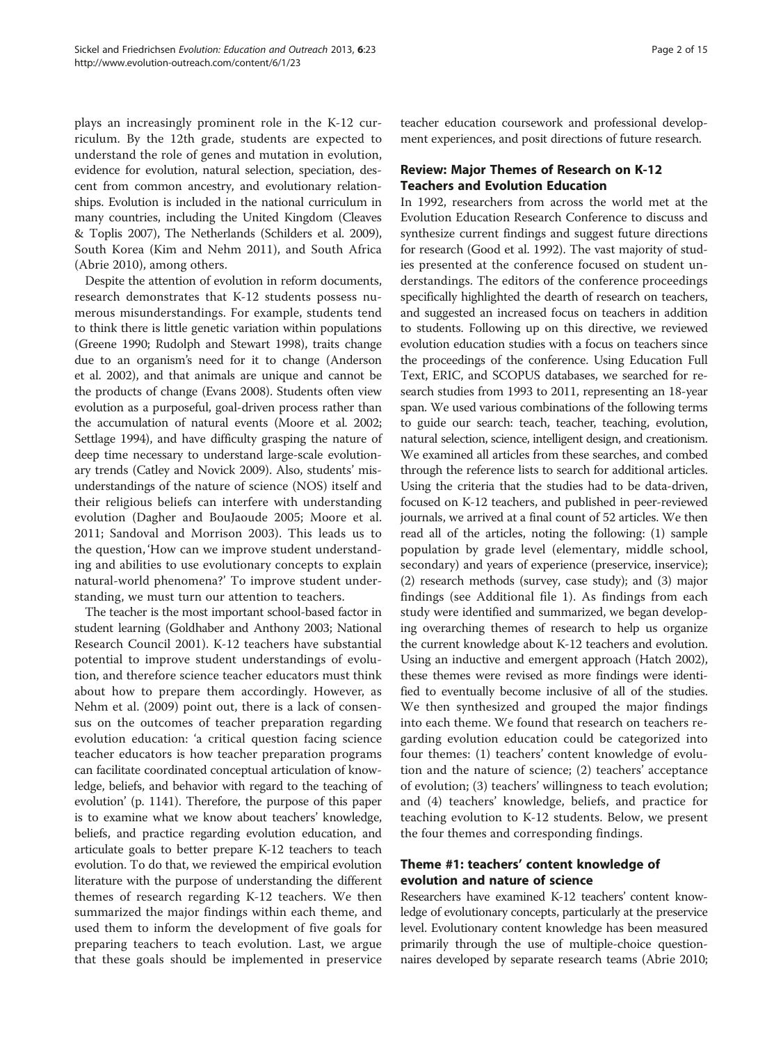plays an increasingly prominent role in the K-12 curriculum. By the 12th grade, students are expected to understand the role of genes and mutation in evolution, evidence for evolution, natural selection, speciation, descent from common ancestry, and evolutionary relationships. Evolution is included in the national curriculum in many countries, including the United Kingdom (Cleaves & Toplis 2007), The Netherlands (Schilders et al. 2009), South Korea (Kim and Nehm 2011), and South Africa (Abrie 2010), among others.

Despite the attention of evolution in reform documents, research demonstrates that K-12 students possess numerous misunderstandings. For example, students tend to think there is little genetic variation within populations (Greene 1990; Rudolph and Stewart 1998), traits change due to an organism's need for it to change (Anderson et al. 2002), and that animals are unique and cannot be the products of change (Evans 2008). Students often view evolution as a purposeful, goal-driven process rather than the accumulation of natural events (Moore et al. 2002; Settlage 1994), and have difficulty grasping the nature of deep time necessary to understand large-scale evolutionary trends (Catley and Novick 2009). Also, students' misunderstandings of the nature of science (NOS) itself and their religious beliefs can interfere with understanding evolution (Dagher and BouJaoude 2005; Moore et al. 2011; Sandoval and Morrison 2003). This leads us to the question, 'How can we improve student understanding and abilities to use evolutionary concepts to explain natural-world phenomena?' To improve student understanding, we must turn our attention to teachers.

The teacher is the most important school-based factor in student learning (Goldhaber and Anthony 2003; National Research Council 2001). K-12 teachers have substantial potential to improve student understandings of evolution, and therefore science teacher educators must think about how to prepare them accordingly. However, as Nehm et al. (2009) point out, there is a lack of consensus on the outcomes of teacher preparation regarding evolution education: 'a critical question facing science teacher educators is how teacher preparation programs can facilitate coordinated conceptual articulation of knowledge, beliefs, and behavior with regard to the teaching of evolution' (p. 1141). Therefore, the purpose of this paper is to examine what we know about teachers' knowledge, beliefs, and practice regarding evolution education, and articulate goals to better prepare K-12 teachers to teach evolution. To do that, we reviewed the empirical evolution literature with the purpose of understanding the different themes of research regarding K-12 teachers. We then summarized the major findings within each theme, and used them to inform the development of five goals for preparing teachers to teach evolution. Last, we argue that these goals should be implemented in preservice teacher education coursework and professional development experiences, and posit directions of future research.

## Review: Major Themes of Research on K-12 Teachers and Evolution Education

In 1992, researchers from across the world met at the Evolution Education Research Conference to discuss and synthesize current findings and suggest future directions for research (Good et al. 1992). The vast majority of studies presented at the conference focused on student understandings. The editors of the conference proceedings specifically highlighted the dearth of research on teachers, and suggested an increased focus on teachers in addition to students. Following up on this directive, we reviewed evolution education studies with a focus on teachers since the proceedings of the conference. Using Education Full Text, ERIC, and SCOPUS databases, we searched for research studies from 1993 to 2011, representing an 18-year span. We used various combinations of the following terms to guide our search: teach, teacher, teaching, evolution, natural selection, science, intelligent design, and creationism. We examined all articles from these searches, and combed through the reference lists to search for additional articles. Using the criteria that the studies had to be data-driven, focused on K-12 teachers, and published in peer-reviewed journals, we arrived at a final count of 52 articles. We then read all of the articles, noting the following: (1) sample population by grade level (elementary, middle school, secondary) and years of experience (preservice, inservice); (2) research methods (survey, case study); and (3) major findings (see Additional file 1). As findings from each study were identified and summarized, we began developing overarching themes of research to help us organize the current knowledge about K-12 teachers and evolution. Using an inductive and emergent approach (Hatch 2002), these themes were revised as more findings were identified to eventually become inclusive of all of the studies. We then synthesized and grouped the major findings into each theme. We found that research on teachers regarding evolution education could be categorized into four themes: (1) teachers' content knowledge of evolution and the nature of science; (2) teachers' acceptance of evolution; (3) teachers' willingness to teach evolution; and (4) teachers' knowledge, beliefs, and practice for teaching evolution to K-12 students. Below, we present the four themes and corresponding findings.

### Theme #1: teachers' content knowledge of evolution and nature of science

Researchers have examined K-12 teachers' content knowledge of evolutionary concepts, particularly at the preservice level. Evolutionary content knowledge has been measured primarily through the use of multiple-choice questionnaires developed by separate research teams (Abrie 2010;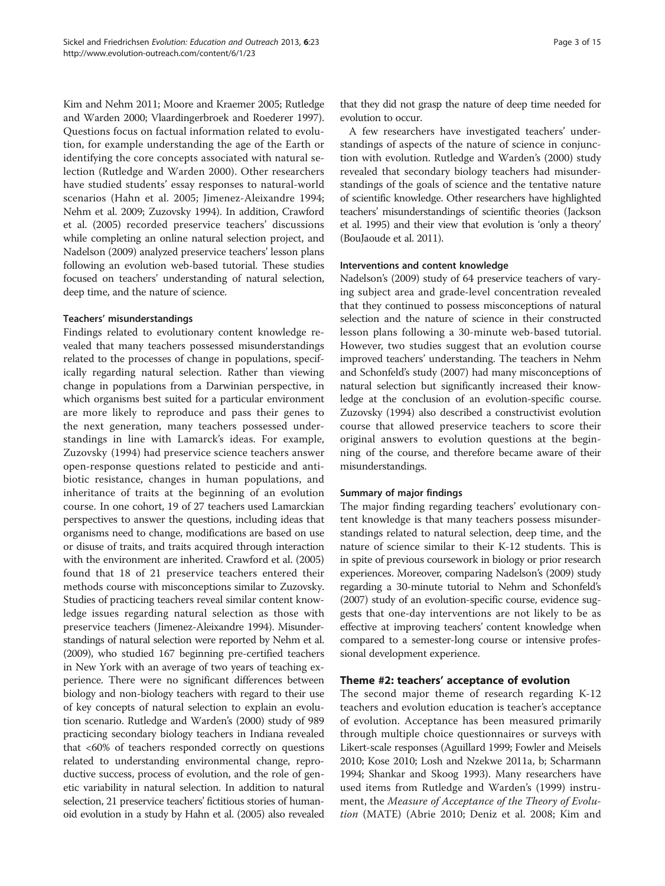Kim and Nehm 2011; Moore and Kraemer 2005; Rutledge and Warden 2000; Vlaardingerbroek and Roederer 1997). Questions focus on factual information related to evolution, for example understanding the age of the Earth or identifying the core concepts associated with natural selection (Rutledge and Warden 2000). Other researchers have studied students' essay responses to natural-world scenarios (Hahn et al. 2005; Jimenez-Aleixandre 1994; Nehm et al. 2009; Zuzovsky 1994). In addition, Crawford et al. (2005) recorded preservice teachers' discussions while completing an online natural selection project, and Nadelson (2009) analyzed preservice teachers' lesson plans following an evolution web-based tutorial. These studies focused on teachers' understanding of natural selection, deep time, and the nature of science.

#### Teachers' misunderstandings

Findings related to evolutionary content knowledge revealed that many teachers possessed misunderstandings related to the processes of change in populations, specifically regarding natural selection. Rather than viewing change in populations from a Darwinian perspective, in which organisms best suited for a particular environment are more likely to reproduce and pass their genes to the next generation, many teachers possessed understandings in line with Lamarck's ideas. For example, Zuzovsky (1994) had preservice science teachers answer open-response questions related to pesticide and antibiotic resistance, changes in human populations, and inheritance of traits at the beginning of an evolution course. In one cohort, 19 of 27 teachers used Lamarckian perspectives to answer the questions, including ideas that organisms need to change, modifications are based on use or disuse of traits, and traits acquired through interaction with the environment are inherited. Crawford et al. (2005) found that 18 of 21 preservice teachers entered their methods course with misconceptions similar to Zuzovsky. Studies of practicing teachers reveal similar content knowledge issues regarding natural selection as those with preservice teachers (Jimenez-Aleixandre 1994). Misunderstandings of natural selection were reported by Nehm et al. (2009), who studied 167 beginning pre-certified teachers in New York with an average of two years of teaching experience. There were no significant differences between biology and non-biology teachers with regard to their use of key concepts of natural selection to explain an evolution scenario. Rutledge and Warden's (2000) study of 989 practicing secondary biology teachers in Indiana revealed that <60% of teachers responded correctly on questions related to understanding environmental change, reproductive success, process of evolution, and the role of genetic variability in natural selection. In addition to natural selection, 21 preservice teachers' fictitious stories of humanoid evolution in a study by Hahn et al. (2005) also revealed that they did not grasp the nature of deep time needed for evolution to occur.

A few researchers have investigated teachers' understandings of aspects of the nature of science in conjunction with evolution. Rutledge and Warden's (2000) study revealed that secondary biology teachers had misunderstandings of the goals of science and the tentative nature of scientific knowledge. Other researchers have highlighted teachers' misunderstandings of scientific theories (Jackson et al. 1995) and their view that evolution is 'only a theory' (BouJaoude et al. 2011).

#### Interventions and content knowledge

Nadelson's (2009) study of 64 preservice teachers of varying subject area and grade-level concentration revealed that they continued to possess misconceptions of natural selection and the nature of science in their constructed lesson plans following a 30-minute web-based tutorial. However, two studies suggest that an evolution course improved teachers' understanding. The teachers in Nehm and Schonfeld's study (2007) had many misconceptions of natural selection but significantly increased their knowledge at the conclusion of an evolution-specific course. Zuzovsky (1994) also described a constructivist evolution course that allowed preservice teachers to score their original answers to evolution questions at the beginning of the course, and therefore became aware of their misunderstandings.

#### Summary of major findings

The major finding regarding teachers' evolutionary content knowledge is that many teachers possess misunderstandings related to natural selection, deep time, and the nature of science similar to their K-12 students. This is in spite of previous coursework in biology or prior research experiences. Moreover, comparing Nadelson's (2009) study regarding a 30-minute tutorial to Nehm and Schonfeld's (2007) study of an evolution-specific course, evidence suggests that one-day interventions are not likely to be as effective at improving teachers' content knowledge when compared to a semester-long course or intensive professional development experience.

### Theme #2: teachers' acceptance of evolution

The second major theme of research regarding K-12 teachers and evolution education is teacher's acceptance of evolution. Acceptance has been measured primarily through multiple choice questionnaires or surveys with Likert-scale responses (Aguillard 1999; Fowler and Meisels 2010; Kose 2010; Losh and Nzekwe 2011a, b; Scharmann 1994; Shankar and Skoog 1993). Many researchers have used items from Rutledge and Warden's (1999) instrument, the *Measure of Acceptance of the Theory of Evolution* (MATE) (Abrie 2010; Deniz et al. 2008; Kim and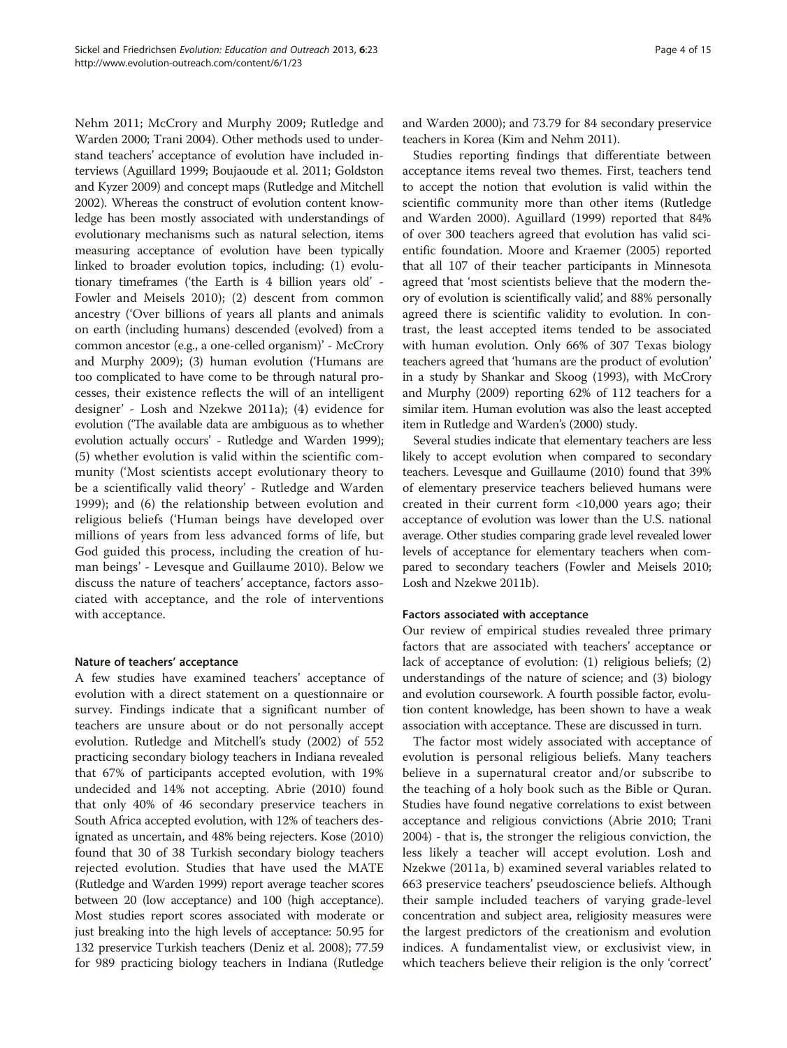Nehm 2011; McCrory and Murphy 2009; Rutledge and Warden 2000; Trani 2004). Other methods used to understand teachers' acceptance of evolution have included interviews (Aguillard 1999; Boujaoude et al. 2011; Goldston and Kyzer 2009) and concept maps (Rutledge and Mitchell 2002). Whereas the construct of evolution content knowledge has been mostly associated with understandings of evolutionary mechanisms such as natural selection, items measuring acceptance of evolution have been typically linked to broader evolution topics, including: (1) evolutionary timeframes ('the Earth is 4 billion years old' - Fowler and Meisels 2010); (2) descent from common ancestry ('Over billions of years all plants and animals on earth (including humans) descended (evolved) from a common ancestor (e.g., a one-celled organism)' - McCrory and Murphy 2009); (3) human evolution ('Humans are too complicated to have come to be through natural processes, their existence reflects the will of an intelligent designer' - Losh and Nzekwe 2011a); (4) evidence for evolution ('The available data are ambiguous as to whether evolution actually occurs' - Rutledge and Warden 1999); (5) whether evolution is valid within the scientific community ('Most scientists accept evolutionary theory to be a scientifically valid theory' - Rutledge and Warden 1999); and (6) the relationship between evolution and religious beliefs ('Human beings have developed over millions of years from less advanced forms of life, but God guided this process, including the creation of human beings' - Levesque and Guillaume 2010). Below we discuss the nature of teachers' acceptance, factors associated with acceptance, and the role of interventions with acceptance.

### Nature of teachers' acceptance

A few studies have examined teachers' acceptance of evolution with a direct statement on a questionnaire or survey. Findings indicate that a significant number of teachers are unsure about or do not personally accept evolution. Rutledge and Mitchell's study (2002) of 552 practicing secondary biology teachers in Indiana revealed that 67% of participants accepted evolution, with 19% undecided and 14% not accepting. Abrie (2010) found that only 40% of 46 secondary preservice teachers in South Africa accepted evolution, with 12% of teachers designated as uncertain, and 48% being rejecters. Kose (2010) found that 30 of 38 Turkish secondary biology teachers rejected evolution. Studies that have used the MATE (Rutledge and Warden 1999) report average teacher scores between 20 (low acceptance) and 100 (high acceptance). Most studies report scores associated with moderate or just breaking into the high levels of acceptance: 50.95 for 132 preservice Turkish teachers (Deniz et al. 2008); 77.59 for 989 practicing biology teachers in Indiana (Rutledge and Warden 2000); and 73.79 for 84 secondary preservice teachers in Korea (Kim and Nehm 2011).

Studies reporting findings that differentiate between acceptance items reveal two themes. First, teachers tend to accept the notion that evolution is valid within the scientific community more than other items (Rutledge and Warden 2000). Aguillard (1999) reported that 84% of over 300 teachers agreed that evolution has valid scientific foundation. Moore and Kraemer (2005) reported that all 107 of their teacher participants in Minnesota agreed that 'most scientists believe that the modern theory of evolution is scientifically valid', and 88% personally agreed there is scientific validity to evolution. In contrast, the least accepted items tended to be associated with human evolution. Only 66% of 307 Texas biology teachers agreed that 'humans are the product of evolution' in a study by Shankar and Skoog (1993), with McCrory and Murphy (2009) reporting 62% of 112 teachers for a similar item. Human evolution was also the least accepted item in Rutledge and Warden's (2000) study.

Several studies indicate that elementary teachers are less likely to accept evolution when compared to secondary teachers. Levesque and Guillaume (2010) found that 39% of elementary preservice teachers believed humans were created in their current form <10,000 years ago; their acceptance of evolution was lower than the U.S. national average. Other studies comparing grade level revealed lower levels of acceptance for elementary teachers when compared to secondary teachers (Fowler and Meisels 2010; Losh and Nzekwe 2011b).

### Factors associated with acceptance

Our review of empirical studies revealed three primary factors that are associated with teachers' acceptance or lack of acceptance of evolution: (1) religious beliefs; (2) understandings of the nature of science; and (3) biology and evolution coursework. A fourth possible factor, evolution content knowledge, has been shown to have a weak association with acceptance. These are discussed in turn.

The factor most widely associated with acceptance of evolution is personal religious beliefs. Many teachers believe in a supernatural creator and/or subscribe to the teaching of a holy book such as the Bible or Quran. Studies have found negative correlations to exist between acceptance and religious convictions (Abrie 2010; Trani 2004) - that is, the stronger the religious conviction, the less likely a teacher will accept evolution. Losh and Nzekwe (2011a, b) examined several variables related to 663 preservice teachers' pseudoscience beliefs. Although their sample included teachers of varying grade-level concentration and subject area, religiosity measures were the largest predictors of the creationism and evolution indices. A fundamentalist view, or exclusivist view, in which teachers believe their religion is the only 'correct'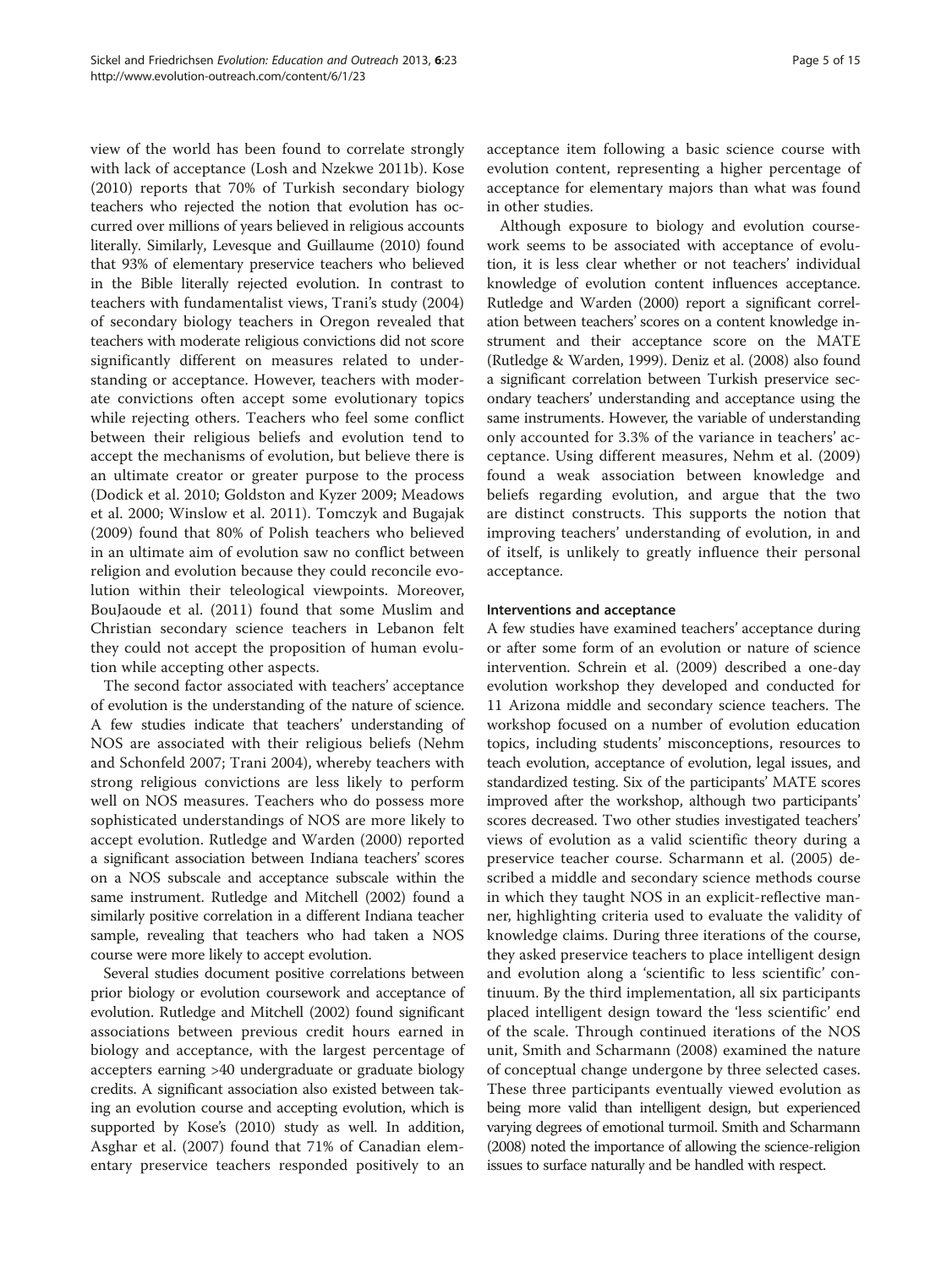view of the world has been found to correlate strongly with lack of acceptance (Losh and Nzekwe 2011b). Kose (2010) reports that 70% of Turkish secondary biology teachers who rejected the notion that evolution has occurred over millions of years believed in religious accounts literally. Similarly, Levesque and Guillaume (2010) found that 93% of elementary preservice teachers who believed in the Bible literally rejected evolution. In contrast to teachers with fundamentalist views, Trani's study (2004) of secondary biology teachers in Oregon revealed that teachers with moderate religious convictions did not score significantly different on measures related to understanding or acceptance. However, teachers with moderate convictions often accept some evolutionary topics while rejecting others. Teachers who feel some conflict between their religious beliefs and evolution tend to accept the mechanisms of evolution, but believe there is an ultimate creator or greater purpose to the process (Dodick et al. 2010; Goldston and Kyzer 2009; Meadows et al. 2000; Winslow et al. 2011). Tomczyk and Bugajak (2009) found that 80% of Polish teachers who believed in an ultimate aim of evolution saw no conflict between religion and evolution because they could reconcile evolution within their teleological viewpoints. Moreover, BouJaoude et al. (2011) found that some Muslim and Christian secondary science teachers in Lebanon felt they could not accept the proposition of human evolution while accepting other aspects.

The second factor associated with teachers' acceptance of evolution is the understanding of the nature of science. A few studies indicate that teachers' understanding of NOS are associated with their religious beliefs (Nehm and Schonfeld 2007; Trani 2004), whereby teachers with strong religious convictions are less likely to perform well on NOS measures. Teachers who do possess more sophisticated understandings of NOS are more likely to accept evolution. Rutledge and Warden (2000) reported a significant association between Indiana teachers' scores on a NOS subscale and acceptance subscale within the same instrument. Rutledge and Mitchell (2002) found a similarly positive correlation in a different Indiana teacher sample, revealing that teachers who had taken a NOS course were more likely to accept evolution.

Several studies document positive correlations between prior biology or evolution coursework and acceptance of evolution. Rutledge and Mitchell (2002) found significant associations between previous credit hours earned in biology and acceptance, with the largest percentage of accepters earning >40 undergraduate or graduate biology credits. A significant association also existed between taking an evolution course and accepting evolution, which is supported by Kose's (2010) study as well. In addition, Asghar et al. (2007) found that 71% of Canadian elementary preservice teachers responded positively to an acceptance item following a basic science course with evolution content, representing a higher percentage of acceptance for elementary majors than what was found in other studies.

Although exposure to biology and evolution coursework seems to be associated with acceptance of evolution, it is less clear whether or not teachers' individual knowledge of evolution content influences acceptance. Rutledge and Warden (2000) report a significant correlation between teachers' scores on a content knowledge instrument and their acceptance score on the MATE (Rutledge & Warden, 1999). Deniz et al. (2008) also found a significant correlation between Turkish preservice secondary teachers' understanding and acceptance using the same instruments. However, the variable of understanding only accounted for 3.3% of the variance in teachers' acceptance. Using different measures, Nehm et al. (2009) found a weak association between knowledge and beliefs regarding evolution, and argue that the two are distinct constructs. This supports the notion that improving teachers' understanding of evolution, in and of itself, is unlikely to greatly influence their personal acceptance.

### Interventions and acceptance

A few studies have examined teachers' acceptance during or after some form of an evolution or nature of science intervention. Schrein et al. (2009) described a one-day evolution workshop they developed and conducted for 11 Arizona middle and secondary science teachers. The workshop focused on a number of evolution education topics, including students' misconceptions, resources to teach evolution, acceptance of evolution, legal issues, and standardized testing. Six of the participants' MATE scores improved after the workshop, although two participants' scores decreased. Two other studies investigated teachers' views of evolution as a valid scientific theory during a preservice teacher course. Scharmann et al. (2005) described a middle and secondary science methods course in which they taught NOS in an explicit-reflective manner, highlighting criteria used to evaluate the validity of knowledge claims. During three iterations of the course, they asked preservice teachers to place intelligent design and evolution along a 'scientific to less scientific' continuum. By the third implementation, all six participants placed intelligent design toward the 'less scientific' end of the scale. Through continued iterations of the NOS unit, Smith and Scharmann (2008) examined the nature of conceptual change undergone by three selected cases. These three participants eventually viewed evolution as being more valid than intelligent design, but experienced varying degrees of emotional turmoil. Smith and Scharmann (2008) noted the importance of allowing the science-religion issues to surface naturally and be handled with respect.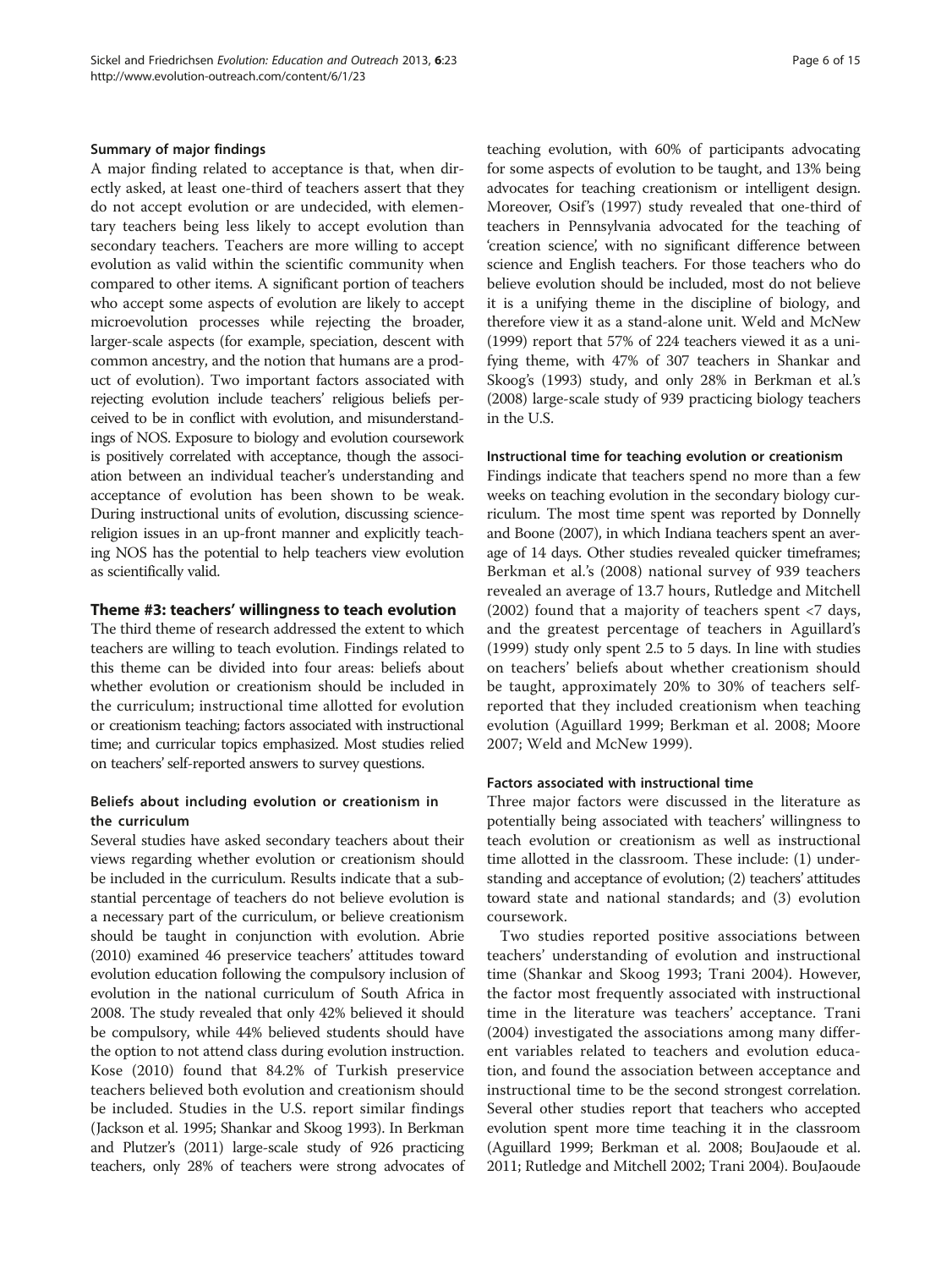#### Summary of major findings

A major finding related to acceptance is that, when directly asked, at least one-third of teachers assert that they do not accept evolution or are undecided, with elementary teachers being less likely to accept evolution than secondary teachers. Teachers are more willing to accept evolution as valid within the scientific community when compared to other items. A significant portion of teachers who accept some aspects of evolution are likely to accept microevolution processes while rejecting the broader, larger-scale aspects (for example, speciation, descent with common ancestry, and the notion that humans are a product of evolution). Two important factors associated with rejecting evolution include teachers' religious beliefs perceived to be in conflict with evolution, and misunderstandings of NOS. Exposure to biology and evolution coursework is positively correlated with acceptance, though the association between an individual teacher's understanding and acceptance of evolution has been shown to be weak. During instructional units of evolution, discussing science-religion issues in an up-front manner and explicitly teaching NOS has the potential to help teachers view evolution as scientifically valid.

### Theme #3: teachers' willingness to teach evolution

The third theme of research addressed the extent to which teachers are willing to teach evolution. Findings related to this theme can be divided into four areas: beliefs about whether evolution or creationism should be included in the curriculum; instructional time allotted for evolution or creationism teaching; factors associated with instructional time; and curricular topics emphasized. Most studies relied on teachers' self-reported answers to survey questions.

#### Beliefs about including evolution or creationism in the curriculum

Several studies have asked secondary teachers about their views regarding whether evolution or creationism should be included in the curriculum. Results indicate that a substantial percentage of teachers do not believe evolution is a necessary part of the curriculum, or believe creationism should be taught in conjunction with evolution. Abrie (2010) examined 46 preservice teachers' attitudes toward evolution education following the compulsory inclusion of evolution in the national curriculum of South Africa in 2008. The study revealed that only 42% believed it should be compulsory, while 44% believed students should have the option to not attend class during evolution instruction. Kose (2010) found that 84.2% of Turkish preservice teachers believed both evolution and creationism should be included. Studies in the U.S. report similar findings (Jackson et al. 1995; Shankar and Skoog 1993). In Berkman and Plutzer's (2011) large-scale study of 926 practicing teachers, only 28% of teachers were strong advocates of teaching evolution, with 60% of participants advocating for some aspects of evolution to be taught, and 13% being advocates for teaching creationism or intelligent design. Moreover, Osif's (1997) study revealed that one-third of teachers in Pennsylvania advocated for the teaching of 'creation science', with no significant difference between science and English teachers. For those teachers who do believe evolution should be included, most do not believe it is a unifying theme in the discipline of biology, and therefore view it as a stand-alone unit. Weld and McNew (1999) report that 57% of 224 teachers viewed it as a unifying theme, with 47% of 307 teachers in Shankar and Skoog's (1993) study, and only 28% in Berkman et al.'s (2008) large-scale study of 939 practicing biology teachers in the U.S.

#### Instructional time for teaching evolution or creationism

Findings indicate that teachers spend no more than a few weeks on teaching evolution in the secondary biology curriculum. The most time spent was reported by Donnelly and Boone (2007), in which Indiana teachers spent an average of 14 days. Other studies revealed quicker timeframes; Berkman et al.'s (2008) national survey of 939 teachers revealed an average of 13.7 hours, Rutledge and Mitchell (2002) found that a majority of teachers spent <7 days, and the greatest percentage of teachers in Aguillard's (1999) study only spent 2.5 to 5 days. In line with studies on teachers' beliefs about whether creationism should be taught, approximately 20% to 30% of teachers self-reported that they included creationism when teaching evolution (Aguillard 1999; Berkman et al. 2008; Moore 2007; Weld and McNew 1999).

#### Factors associated with instructional time

Three major factors were discussed in the literature as potentially being associated with teachers' willingness to teach evolution or creationism as well as instructional time allotted in the classroom. These include: (1) understanding and acceptance of evolution; (2) teachers' attitudes toward state and national standards; and (3) evolution coursework.

Two studies reported positive associations between teachers' understanding of evolution and instructional time (Shankar and Skoog 1993; Trani 2004). However, the factor most frequently associated with instructional time in the literature was teachers' acceptance. Trani (2004) investigated the associations among many different variables related to teachers and evolution education, and found the association between acceptance and instructional time to be the second strongest correlation. Several other studies report that teachers who accepted evolution spent more time teaching it in the classroom (Aguillard 1999; Berkman et al. 2008; BouJaoude et al. 2011; Rutledge and Mitchell 2002; Trani 2004). BouJaoude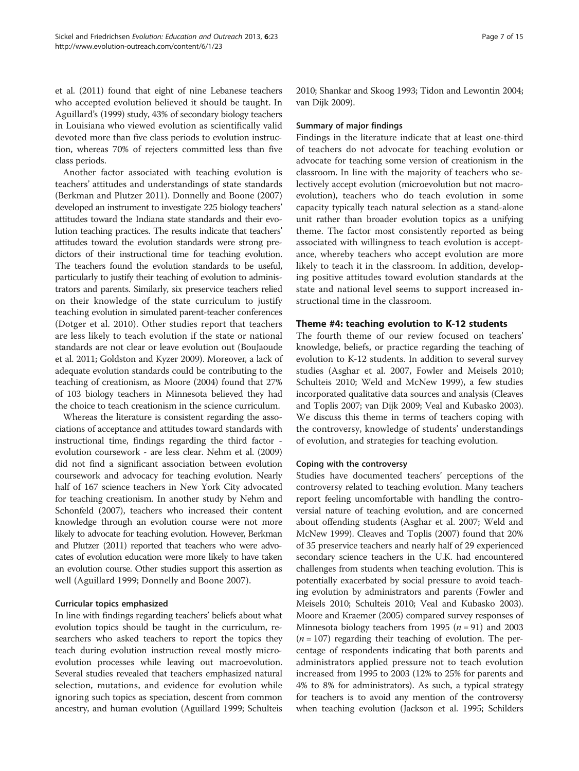et al. (2011) found that eight of nine Lebanese teachers who accepted evolution believed it should be taught. In Aguillard's (1999) study, 43% of secondary biology teachers in Louisiana who viewed evolution as scientifically valid devoted more than five class periods to evolution instruction, whereas 70% of rejecters committed less than five class periods.

Another factor associated with teaching evolution is teachers' attitudes and understandings of state standards (Berkman and Plutzer 2011). Donnelly and Boone (2007) developed an instrument to investigate 225 biology teachers' attitudes toward the Indiana state standards and their evolution teaching practices. The results indicate that teachers' attitudes toward the evolution standards were strong predictors of their instructional time for teaching evolution. The teachers found the evolution standards to be useful, particularly to justify their teaching of evolution to administrators and parents. Similarly, six preservice teachers relied on their knowledge of the state curriculum to justify teaching evolution in simulated parent-teacher conferences (Dotger et al. 2010). Other studies report that teachers are less likely to teach evolution if the state or national standards are not clear or leave evolution out (BouJaoude et al. 2011; Goldston and Kyzer 2009). Moreover, a lack of adequate evolution standards could be contributing to the teaching of creationism, as Moore (2004) found that 27% of 103 biology teachers in Minnesota believed they had the choice to teach creationism in the science curriculum.

Whereas the literature is consistent regarding the associations of acceptance and attitudes toward standards with instructional time, findings regarding the third factor - evolution coursework - are less clear. Nehm et al. (2009) did not find a significant association between evolution coursework and advocacy for teaching evolution. Nearly half of 167 science teachers in New York City advocated for teaching creationism. In another study by Nehm and Schonfeld (2007), teachers who increased their content knowledge through an evolution course were not more likely to advocate for teaching evolution. However, Berkman and Plutzer (2011) reported that teachers who were advocates of evolution education were more likely to have taken an evolution course. Other studies support this assertion as well (Aguillard 1999; Donnelly and Boone 2007).

### Curricular topics emphasized

In line with findings regarding teachers' beliefs about what evolution topics should be taught in the curriculum, researchers who asked teachers to report the topics they teach during evolution instruction reveal mostly microevolution processes while leaving out macroevolution. Several studies revealed that teachers emphasized natural selection, mutations, and evidence for evolution while ignoring such topics as speciation, descent from common ancestry, and human evolution (Aguillard 1999; Schulteis 2010; Shankar and Skoog 1993; Tidon and Lewontin 2004; van Dijk 2009).

### Summary of major findings

Findings in the literature indicate that at least one-third of teachers do not advocate for teaching evolution or advocate for teaching some version of creationism in the classroom. In line with the majority of teachers who selectively accept evolution (microevolution but not macroevolution), teachers who do teach evolution in some capacity typically teach natural selection as a stand-alone unit rather than broader evolution topics as a unifying theme. The factor most consistently reported as being associated with willingness to teach evolution is acceptance, whereby teachers who accept evolution are more likely to teach it in the classroom. In addition, developing positive attitudes toward evolution standards at the state and national level seems to support increased instructional time in the classroom.

## Theme #4: teaching evolution to K-12 students

The fourth theme of our review focused on teachers' knowledge, beliefs, or practice regarding the teaching of evolution to K-12 students. In addition to several survey studies (Asghar et al. 2007, Fowler and Meisels 2010; Schulteis 2010; Weld and McNew 1999), a few studies incorporated qualitative data sources and analysis (Cleaves and Toplis 2007; van Dijk 2009; Veal and Kubasko 2003). We discuss this theme in terms of teachers coping with the controversy, knowledge of students' understandings of evolution, and strategies for teaching evolution.

### Coping with the controversy

Studies have documented teachers' perceptions of the controversy related to teaching evolution. Many teachers report feeling uncomfortable with handling the controversial nature of teaching evolution, and are concerned about offending students (Asghar et al. 2007; Weld and McNew 1999). Cleaves and Toplis (2007) found that 20% of 35 preservice teachers and nearly half of 29 experienced secondary science teachers in the U.K. had encountered challenges from students when teaching evolution. This is potentially exacerbated by social pressure to avoid teaching evolution by administrators and parents (Fowler and Meisels 2010; Schulteis 2010; Veal and Kubasko 2003). Moore and Kraemer (2005) compared survey responses of Minnesota biology teachers from 1995 ($n = 91$) and 2003 ($n = 107$) regarding their teaching of evolution. The percentage of respondents indicating that both parents and administrators applied pressure not to teach evolution increased from 1995 to 2003 (12% to 25% for parents and 4% to 8% for administrators). As such, a typical strategy for teachers is to avoid any mention of the controversy when teaching evolution (Jackson et al. 1995; Schilders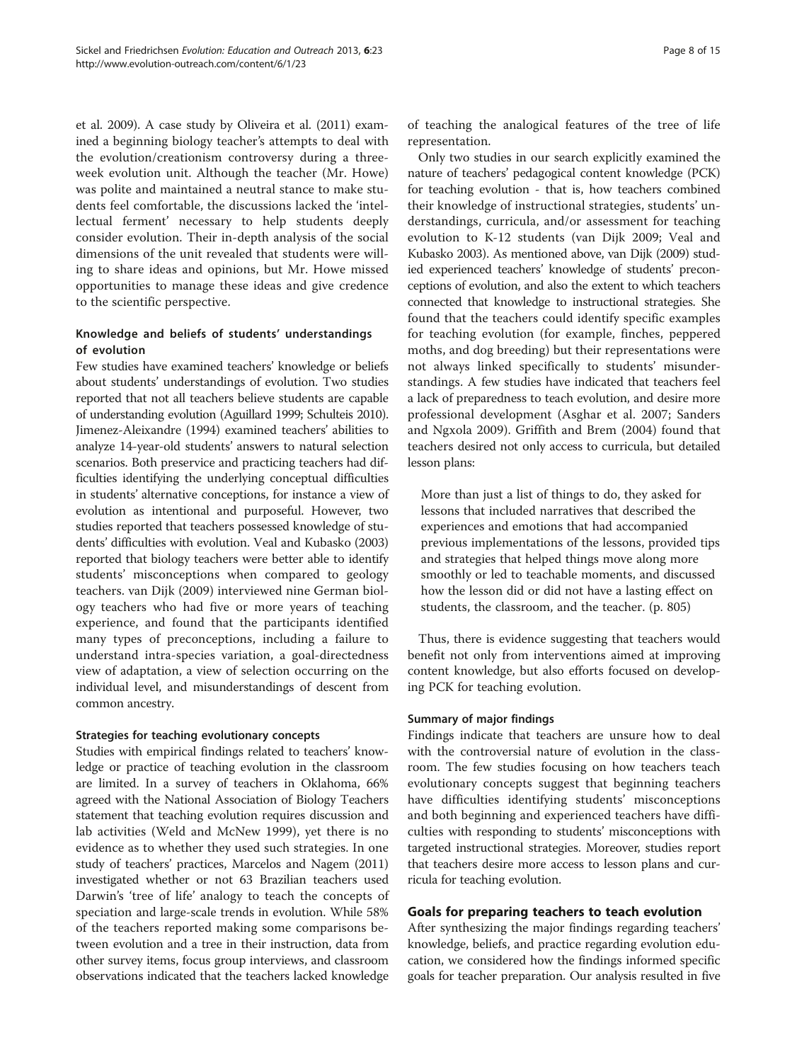et al. 2009). A case study by Oliveira et al. (2011) examined a beginning biology teacher's attempts to deal with the evolution/creationism controversy during a three-week evolution unit. Although the teacher (Mr. Howe) was polite and maintained a neutral stance to make students feel comfortable, the discussions lacked the 'intellectual ferment' necessary to help students deeply consider evolution. Their in-depth analysis of the social dimensions of the unit revealed that students were willing to share ideas and opinions, but Mr. Howe missed opportunities to manage these ideas and give credence to the scientific perspective.

### Knowledge and beliefs of students' understandings of evolution

Few studies have examined teachers' knowledge or beliefs about students' understandings of evolution. Two studies reported that not all teachers believe students are capable of understanding evolution (Aguillard 1999; Schulteis 2010). Jimenez-Aleixandre (1994) examined teachers' abilities to analyze 14-year-old students' answers to natural selection scenarios. Both preservice and practicing teachers had difficulties identifying the underlying conceptual difficulties in students' alternative conceptions, for instance a view of evolution as intentional and purposeful. However, two studies reported that teachers possessed knowledge of students' difficulties with evolution. Veal and Kubasko (2003) reported that biology teachers were better able to identify students' misconceptions when compared to geology teachers. van Dijk (2009) interviewed nine German biology teachers who had five or more years of teaching experience, and found that the participants identified many types of preconceptions, including a failure to understand intra-species variation, a goal-directedness view of adaptation, a view of selection occurring on the individual level, and misunderstandings of descent from common ancestry.

### Strategies for teaching evolutionary concepts

Studies with empirical findings related to teachers' knowledge or practice of teaching evolution in the classroom are limited. In a survey of teachers in Oklahoma, 66% agreed with the National Association of Biology Teachers statement that teaching evolution requires discussion and lab activities (Weld and McNew 1999), yet there is no evidence as to whether they used such strategies. In one study of teachers' practices, Marcelos and Nagem (2011) investigated whether or not 63 Brazilian teachers used Darwin's 'tree of life' analogy to teach the concepts of speciation and large-scale trends in evolution. While 58% of the teachers reported making some comparisons between evolution and a tree in their instruction, data from other survey items, focus group interviews, and classroom observations indicated that the teachers lacked knowledge of teaching the analogical features of the tree of life representation.

Only two studies in our search explicitly examined the nature of teachers' pedagogical content knowledge (PCK) for teaching evolution - that is, how teachers combined their knowledge of instructional strategies, students' understandings, curricula, and/or assessment for teaching evolution to K-12 students (van Dijk 2009; Veal and Kubasko 2003). As mentioned above, van Dijk (2009) studied experienced teachers' knowledge of students' preconceptions of evolution, and also the extent to which teachers connected that knowledge to instructional strategies. She found that the teachers could identify specific examples for teaching evolution (for example, finches, peppered moths, and dog breeding) but their representations were not always linked specifically to students' misunderstandings. A few studies have indicated that teachers feel a lack of preparedness to teach evolution, and desire more professional development (Asghar et al. 2007; Sanders and Ngxola 2009). Griffith and Brem (2004) found that teachers desired not only access to curricula, but detailed lesson plans:

> More than just a list of things to do, they asked for lessons that included narratives that described the experiences and emotions that had accompanied previous implementations of the lessons, provided tips and strategies that helped things move along more smoothly or led to teachable moments, and discussed how the lesson did or did not have a lasting effect on students, the classroom, and the teacher. (p. 805)

Thus, there is evidence suggesting that teachers would benefit not only from interventions aimed at improving content knowledge, but also efforts focused on developing PCK for teaching evolution.

### Summary of major findings

Findings indicate that teachers are unsure how to deal with the controversial nature of evolution in the classroom. The few studies focusing on how teachers teach evolutionary concepts suggest that beginning teachers have difficulties identifying students' misconceptions and both beginning and experienced teachers have difficulties with responding to students' misconceptions with targeted instructional strategies. Moreover, studies report that teachers desire more access to lesson plans and curricula for teaching evolution.

## Goals for preparing teachers to teach evolution

After synthesizing the major findings regarding teachers' knowledge, beliefs, and practice regarding evolution education, we considered how the findings informed specific goals for teacher preparation. Our analysis resulted in five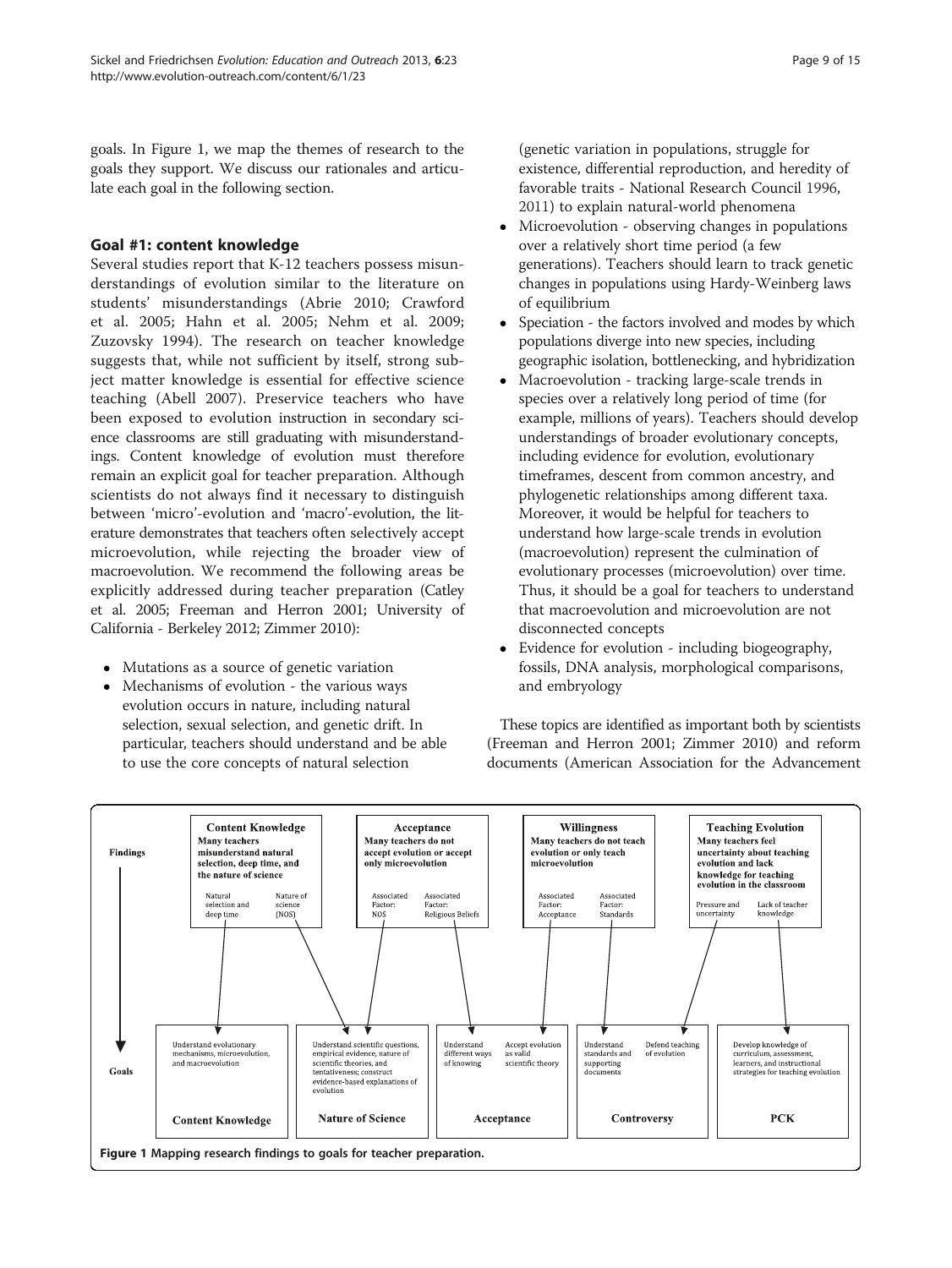goals. In Figure 1, we map the themes of research to the goals they support. We discuss our rationales and articulate each goal in the following section.

## Goal #1: content knowledge

Several studies report that K-12 teachers possess misunderstandings of evolution similar to the literature on students' misunderstandings (Abrie 2010; Crawford et al. 2005; Hahn et al. 2005; Nehm et al. 2009; Zuzovsky 1994). The research on teacher knowledge suggests that, while not sufficient by itself, strong subject matter knowledge is essential for effective science teaching (Abell 2007). Preservice teachers who have been exposed to evolution instruction in secondary science classrooms are still graduating with misunderstandings. Content knowledge of evolution must therefore remain an explicit goal for teacher preparation. Although scientists do not always find it necessary to distinguish between 'micro'-evolution and 'macro'-evolution, the literature demonstrates that teachers often selectively accept microevolution, while rejecting the broader view of macroevolution. We recommend the following areas be explicitly addressed during teacher preparation (Catley et al. 2005; Freeman and Herron 2001; University of California - Berkeley 2012; Zimmer 2010):

- Mutations as a source of genetic variation
- Mechanisms of evolution - the various ways evolution occurs in nature, including natural selection, sexual selection, and genetic drift. In particular, teachers should understand and be able to use the core concepts of natural selection (genetic variation in populations, struggle for existence, differential reproduction, and heredity of favorable traits - National Research Council 1996, 2011) to explain natural-world phenomena
- Microevolution - observing changes in populations over a relatively short time period (a few generations). Teachers should learn to track genetic changes in populations using Hardy-Weinberg laws of equilibrium
- Speciation - the factors involved and modes by which populations diverge into new species, including geographic isolation, bottlenecking, and hybridization
- Macroevolution - tracking large-scale trends in species over a relatively long period of time (for example, millions of years). Teachers should develop understandings of broader evolutionary concepts, including evidence for evolution, evolutionary timeframes, descent from common ancestry, and phylogenetic relationships among different taxa. Moreover, it would be helpful for teachers to understand how large-scale trends in evolution (macroevolution) represent the culmination of evolutionary processes (microevolution) over time. Thus, it should be a goal for teachers to understand that macroevolution and microevolution are not disconnected concepts
- Evidence for evolution - including biogeography, fossils, DNA analysis, morphological comparisons, and embryology

These topics are identified as important both by scientists (Freeman and Herron 2001; Zimmer 2010) and reform documents (American Association for the Advancement

**Findings**

- **Content Knowledge** — Many teachers misunderstand natural selection, deep time, and the nature of science
  - Natural selection and deep time
  - Nature of science (NOS)
- **Acceptance** — Many teachers do not accept evolution or accept only microevolution
  - Associated Factor: NOS
  - Associated Factor: Religious Beliefs
- **Willingness** — Many teachers do not teach evolution or only teach microevolution
  - Associated Factor: Acceptance
  - Associated Factor: Standards
- **Teaching Evolution** — Many teachers feel uncertainty about teaching evolution and lack knowledge for teaching evolution in the classroom
  - Pressure and uncertainty
  - Lack of teacher knowledge

**Goals**

- **Content Knowledge** — Understand evolutionary mechanisms, microevolution, and macroevolution
- **Nature of Science** — Understand scientific questions, empirical evidence, nature of scientific theories, and tentativeness; construct evidence-based explanations of evolution
- **Acceptance** — Understand different ways of knowing; Accept evolution as valid scientific theory
- **Controversy** — Understand standards and supporting documents; Defend teaching of evolution
- **PCK** — Develop knowledge of curriculum, assessment, learners, and instructional strategies for teaching evolution

**Figure 1** Mapping research findings to goals for teacher preparation.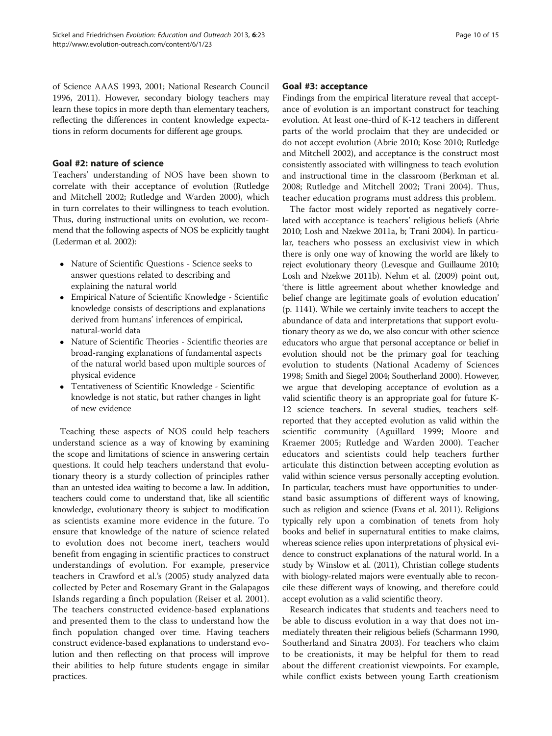of Science AAAS 1993, 2001; National Research Council 1996, 2011). However, secondary biology teachers may learn these topics in more depth than elementary teachers, reflecting the differences in content knowledge expectations in reform documents for different age groups.

## Goal #2: nature of science

Teachers' understanding of NOS have been shown to correlate with their acceptance of evolution (Rutledge and Mitchell 2002; Rutledge and Warden 2000), which in turn correlates to their willingness to teach evolution. Thus, during instructional units on evolution, we recommend that the following aspects of NOS be explicitly taught (Lederman et al. 2002):

- Nature of Scientific Questions - Science seeks to answer questions related to describing and explaining the natural world
- Empirical Nature of Scientific Knowledge - Scientific knowledge consists of descriptions and explanations derived from humans' inferences of empirical, natural-world data
- Nature of Scientific Theories - Scientific theories are broad-ranging explanations of fundamental aspects of the natural world based upon multiple sources of physical evidence
- Tentativeness of Scientific Knowledge - Scientific knowledge is not static, but rather changes in light of new evidence

Teaching these aspects of NOS could help teachers understand science as a way of knowing by examining the scope and limitations of science in answering certain questions. It could help teachers understand that evolutionary theory is a sturdy collection of principles rather than an untested idea waiting to become a law. In addition, teachers could come to understand that, like all scientific knowledge, evolutionary theory is subject to modification as scientists examine more evidence in the future. To ensure that knowledge of the nature of science related to evolution does not become inert, teachers would benefit from engaging in scientific practices to construct understandings of evolution. For example, preservice teachers in Crawford et al.'s (2005) study analyzed data collected by Peter and Rosemary Grant in the Galapagos Islands regarding a finch population (Reiser et al. 2001). The teachers constructed evidence-based explanations and presented them to the class to understand how the finch population changed over time. Having teachers construct evidence-based explanations to understand evolution and then reflecting on that process will improve their abilities to help future students engage in similar practices.

## Goal #3: acceptance

Findings from the empirical literature reveal that acceptance of evolution is an important construct for teaching evolution. At least one-third of K-12 teachers in different parts of the world proclaim that they are undecided or do not accept evolution (Abrie 2010; Kose 2010; Rutledge and Mitchell 2002), and acceptance is the construct most consistently associated with willingness to teach evolution and instructional time in the classroom (Berkman et al. 2008; Rutledge and Mitchell 2002; Trani 2004). Thus, teacher education programs must address this problem.

The factor most widely reported as negatively correlated with acceptance is teachers' religious beliefs (Abrie 2010; Losh and Nzekwe 2011a, b; Trani 2004). In particular, teachers who possess an exclusivist view in which there is only one way of knowing the world are likely to reject evolutionary theory (Levesque and Guillaume 2010; Losh and Nzekwe 2011b). Nehm et al. (2009) point out, 'there is little agreement about whether knowledge and belief change are legitimate goals of evolution education' (p. 1141). While we certainly invite teachers to accept the abundance of data and interpretations that support evolutionary theory as we do, we also concur with other science educators who argue that personal acceptance or belief in evolution should not be the primary goal for teaching evolution to students (National Academy of Sciences 1998; Smith and Siegel 2004; Southerland 2000). However, we argue that developing acceptance of evolution as a valid scientific theory is an appropriate goal for future K-12 science teachers. In several studies, teachers self-reported that they accepted evolution as valid within the scientific community (Aguillard 1999; Moore and Kraemer 2005; Rutledge and Warden 2000). Teacher educators and scientists could help teachers further articulate this distinction between accepting evolution as valid within science versus personally accepting evolution. In particular, teachers must have opportunities to understand basic assumptions of different ways of knowing, such as religion and science (Evans et al. 2011). Religions typically rely upon a combination of tenets from holy books and belief in supernatural entities to make claims, whereas science relies upon interpretations of physical evidence to construct explanations of the natural world. In a study by Winslow et al. (2011), Christian college students with biology-related majors were eventually able to reconcile these different ways of knowing, and therefore could accept evolution as a valid scientific theory.

Research indicates that students and teachers need to be able to discuss evolution in a way that does not immediately threaten their religious beliefs (Scharmann 1990, Southerland and Sinatra 2003). For teachers who claim to be creationists, it may be helpful for them to read about the different creationist viewpoints. For example, while conflict exists between young Earth creationism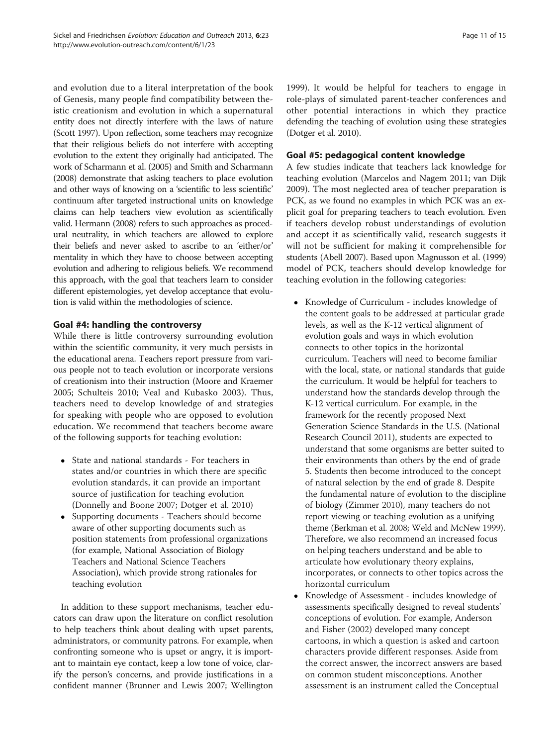and evolution due to a literal interpretation of the book of Genesis, many people find compatibility between theistic creationism and evolution in which a supernatural entity does not directly interfere with the laws of nature (Scott 1997). Upon reflection, some teachers may recognize that their religious beliefs do not interfere with accepting evolution to the extent they originally had anticipated. The work of Scharmann et al. (2005) and Smith and Scharmann (2008) demonstrate that asking teachers to place evolution and other ways of knowing on a 'scientific to less scientific' continuum after targeted instructional units on knowledge claims can help teachers view evolution as scientifically valid. Hermann (2008) refers to such approaches as procedural neutrality, in which teachers are allowed to explore their beliefs and never asked to ascribe to an 'either/or' mentality in which they have to choose between accepting evolution and adhering to religious beliefs. We recommend this approach, with the goal that teachers learn to consider different epistemologies, yet develop acceptance that evolution is valid within the methodologies of science.

### Goal #4: handling the controversy

While there is little controversy surrounding evolution within the scientific community, it very much persists in the educational arena. Teachers report pressure from various people not to teach evolution or incorporate versions of creationism into their instruction (Moore and Kraemer 2005; Schulteis 2010; Veal and Kubasko 2003). Thus, teachers need to develop knowledge of and strategies for speaking with people who are opposed to evolution education. We recommend that teachers become aware of the following supports for teaching evolution:

- State and national standards - For teachers in states and/or countries in which there are specific evolution standards, it can provide an important source of justification for teaching evolution (Donnelly and Boone 2007; Dotger et al. 2010)
- Supporting documents - Teachers should become aware of other supporting documents such as position statements from professional organizations (for example, National Association of Biology Teachers and National Science Teachers Association), which provide strong rationales for teaching evolution

In addition to these support mechanisms, teacher educators can draw upon the literature on conflict resolution to help teachers think about dealing with upset parents, administrators, or community patrons. For example, when confronting someone who is upset or angry, it is important to maintain eye contact, keep a low tone of voice, clarify the person's concerns, and provide justifications in a confident manner (Brunner and Lewis 2007; Wellington 1999). It would be helpful for teachers to engage in role-plays of simulated parent-teacher conferences and other potential interactions in which they practice defending the teaching of evolution using these strategies (Dotger et al. 2010).

### Goal #5: pedagogical content knowledge

A few studies indicate that teachers lack knowledge for teaching evolution (Marcelos and Nagem 2011; van Dijk 2009). The most neglected area of teacher preparation is PCK, as we found no examples in which PCK was an explicit goal for preparing teachers to teach evolution. Even if teachers develop robust understandings of evolution and accept it as scientifically valid, research suggests it will not be sufficient for making it comprehensible for students (Abell 2007). Based upon Magnusson et al. (1999) model of PCK, teachers should develop knowledge for teaching evolution in the following categories:

- Knowledge of Curriculum - includes knowledge of the content goals to be addressed at particular grade levels, as well as the K-12 vertical alignment of evolution goals and ways in which evolution connects to other topics in the horizontal curriculum. Teachers will need to become familiar with the local, state, or national standards that guide the curriculum. It would be helpful for teachers to understand how the standards develop through the K-12 vertical curriculum. For example, in the framework for the recently proposed Next Generation Science Standards in the U.S. (National Research Council 2011), students are expected to understand that some organisms are better suited to their environments than others by the end of grade 5. Students then become introduced to the concept of natural selection by the end of grade 8. Despite the fundamental nature of evolution to the discipline of biology (Zimmer 2010), many teachers do not report viewing or teaching evolution as a unifying theme (Berkman et al. 2008; Weld and McNew 1999). Therefore, we also recommend an increased focus on helping teachers understand and be able to articulate how evolutionary theory explains, incorporates, or connects to other topics across the horizontal curriculum
- Knowledge of Assessment - includes knowledge of assessments specifically designed to reveal students' conceptions of evolution. For example, Anderson and Fisher (2002) developed many concept cartoons, in which a question is asked and cartoon characters provide different responses. Aside from the correct answer, the incorrect answers are based on common student misconceptions. Another assessment is an instrument called the Conceptual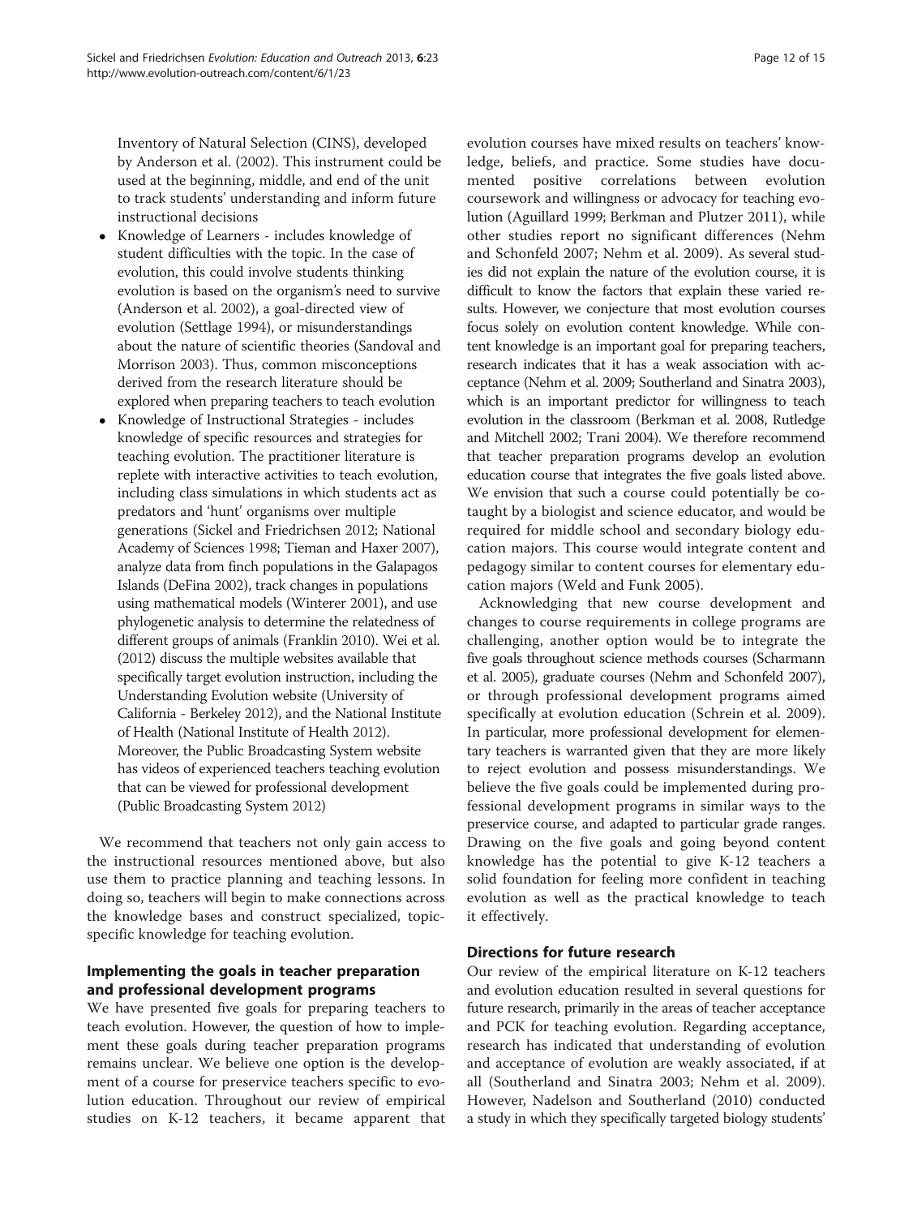Inventory of Natural Selection (CINS), developed by Anderson et al. (2002). This instrument could be used at the beginning, middle, and end of the unit to track students' understanding and inform future instructional decisions

- Knowledge of Learners - includes knowledge of student difficulties with the topic. In the case of evolution, this could involve students thinking evolution is based on the organism's need to survive (Anderson et al. 2002), a goal-directed view of evolution (Settlage 1994), or misunderstandings about the nature of scientific theories (Sandoval and Morrison 2003). Thus, common misconceptions derived from the research literature should be explored when preparing teachers to teach evolution
- Knowledge of Instructional Strategies - includes knowledge of specific resources and strategies for teaching evolution. The practitioner literature is replete with interactive activities to teach evolution, including class simulations in which students act as predators and 'hunt' organisms over multiple generations (Sickel and Friedrichsen 2012; National Academy of Sciences 1998; Tieman and Haxer 2007), analyze data from finch populations in the Galapagos Islands (DeFina 2002), track changes in populations using mathematical models (Winterer 2001), and use phylogenetic analysis to determine the relatedness of different groups of animals (Franklin 2010). Wei et al. (2012) discuss the multiple websites available that specifically target evolution instruction, including the Understanding Evolution website (University of California - Berkeley 2012), and the National Institute of Health (National Institute of Health 2012). Moreover, the Public Broadcasting System website has videos of experienced teachers teaching evolution that can be viewed for professional development (Public Broadcasting System 2012)

We recommend that teachers not only gain access to the instructional resources mentioned above, but also use them to practice planning and teaching lessons. In doing so, teachers will begin to make connections across the knowledge bases and construct specialized, topic-specific knowledge for teaching evolution.

## Implementing the goals in teacher preparation and professional development programs

We have presented five goals for preparing teachers to teach evolution. However, the question of how to implement these goals during teacher preparation programs remains unclear. We believe one option is the development of a course for preservice teachers specific to evolution education. Throughout our review of empirical studies on K-12 teachers, it became apparent that evolution courses have mixed results on teachers' knowledge, beliefs, and practice. Some studies have documented positive correlations between evolution coursework and willingness or advocacy for teaching evolution (Aguillard 1999; Berkman and Plutzer 2011), while other studies report no significant differences (Nehm and Schonfeld 2007; Nehm et al. 2009). As several studies did not explain the nature of the evolution course, it is difficult to know the factors that explain these varied results. However, we conjecture that most evolution courses focus solely on evolution content knowledge. While content knowledge is an important goal for preparing teachers, research indicates that it has a weak association with acceptance (Nehm et al. 2009; Southerland and Sinatra 2003), which is an important predictor for willingness to teach evolution in the classroom (Berkman et al. 2008, Rutledge and Mitchell 2002; Trani 2004). We therefore recommend that teacher preparation programs develop an evolution education course that integrates the five goals listed above. We envision that such a course could potentially be co-taught by a biologist and science educator, and would be required for middle school and secondary biology education majors. This course would integrate content and pedagogy similar to content courses for elementary education majors (Weld and Funk 2005).

Acknowledging that new course development and changes to course requirements in college programs are challenging, another option would be to integrate the five goals throughout science methods courses (Scharmann et al. 2005), graduate courses (Nehm and Schonfeld 2007), or through professional development programs aimed specifically at evolution education (Schrein et al. 2009). In particular, more professional development for elementary teachers is warranted given that they are more likely to reject evolution and possess misunderstandings. We believe the five goals could be implemented during professional development programs in similar ways to the preservice course, and adapted to particular grade ranges. Drawing on the five goals and going beyond content knowledge has the potential to give K-12 teachers a solid foundation for feeling more confident in teaching evolution as well as the practical knowledge to teach it effectively.

## Directions for future research

Our review of the empirical literature on K-12 teachers and evolution education resulted in several questions for future research, primarily in the areas of teacher acceptance and PCK for teaching evolution. Regarding acceptance, research has indicated that understanding of evolution and acceptance of evolution are weakly associated, if at all (Southerland and Sinatra 2003; Nehm et al. 2009). However, Nadelson and Southerland (2010) conducted a study in which they specifically targeted biology students'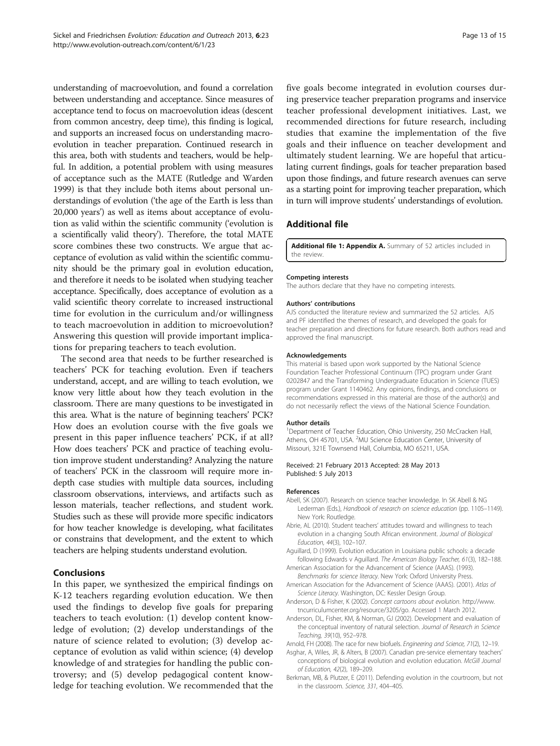understanding of macroevolution, and found a correlation between understanding and acceptance. Since measures of acceptance tend to focus on macroevolution ideas (descent from common ancestry, deep time), this finding is logical, and supports an increased focus on understanding macroevolution in teacher preparation. Continued research in this area, both with students and teachers, would be helpful. In addition, a potential problem with using measures of acceptance such as the MATE (Rutledge and Warden 1999) is that they include both items about personal understandings of evolution ('the age of the Earth is less than 20,000 years') as well as items about acceptance of evolution as valid within the scientific community ('evolution is a scientifically valid theory'). Therefore, the total MATE score combines these two constructs. We argue that acceptance of evolution as valid within the scientific community should be the primary goal in evolution education, and therefore it needs to be isolated when studying teacher acceptance. Specifically, does acceptance of evolution as a valid scientific theory correlate to increased instructional time for evolution in the curriculum and/or willingness to teach macroevolution in addition to microevolution? Answering this question will provide important implications for preparing teachers to teach evolution.

The second area that needs to be further researched is teachers' PCK for teaching evolution. Even if teachers understand, accept, and are willing to teach evolution, we know very little about how they teach evolution in the classroom. There are many questions to be investigated in this area. What is the nature of beginning teachers' PCK? How does an evolution course with the five goals we present in this paper influence teachers' PCK, if at all? How does teachers' PCK and practice of teaching evolution improve student understanding? Analyzing the nature of teachers' PCK in the classroom will require more in-depth case studies with multiple data sources, including classroom observations, interviews, and artifacts such as lesson materials, teacher reflections, and student work. Studies such as these will provide more specific indicators for how teacher knowledge is developing, what facilitates or constrains that development, and the extent to which teachers are helping students understand evolution.

## Conclusions

In this paper, we synthesized the empirical findings on K-12 teachers regarding evolution education. We then used the findings to develop five goals for preparing teachers to teach evolution: (1) develop content knowledge of evolution; (2) develop understandings of the nature of science related to evolution; (3) develop acceptance of evolution as valid within science; (4) develop knowledge of and strategies for handling the public controversy; and (5) develop pedagogical content knowledge for teaching evolution. We recommended that the five goals become integrated in evolution courses during preservice teacher preparation programs and inservice teacher professional development initiatives. Last, we recommended directions for future research, including studies that examine the implementation of the five goals and their influence on teacher development and ultimately student learning. We are hopeful that articulating current findings, goals for teacher preparation based upon those findings, and future research avenues can serve as a starting point for improving teacher preparation, which in turn will improve students' understandings of evolution.

## Additional file

**Additional file 1: Appendix A.** Summary of 52 articles included in the review.

#### Competing interests

The authors declare that they have no competing interests.

#### Authors' contributions

AJS conducted the literature review and summarized the 52 articles. AJS and PF identified the themes of research, and developed the goals for teacher preparation and directions for future research. Both authors read and approved the final manuscript.

#### Acknowledgements

This material is based upon work supported by the National Science Foundation Teacher Professional Continuum (TPC) program under Grant 0202847 and the Transforming Undergraduate Education in Science (TUES) program under Grant 1140462. Any opinions, findings, and conclusions or recommendations expressed in this material are those of the author(s) and do not necessarily reflect the views of the National Science Foundation.

#### Author details

[1]Department of Teacher Education, Ohio University, 250 McCracken Hall, Athens, OH 45701, USA. [2]MU Science Education Center, University of Missouri, 321E Townsend Hall, Columbia, MO 65211, USA.

Received: 21 February 2013 Accepted: 28 May 2013
Published: 5 July 2013

#### References

Abell, SK (2007). Research on science teacher knowledge. In SK Abell & NG Lederman (Eds.), *Handbook of research on science education* (pp. 1105–1149). New York: Routledge.

Abrie, AL (2010). Student teachers' attitudes toward and willingness to teach evolution in a changing South African environment. *Journal of Biological Education, 44*(3), 102–107.

Aguillard, D (1999). Evolution education in Louisiana public schools: a decade following Edwards v Aguillard. *The American Biology Teacher, 61*(3), 182–188.

American Association for the Advancement of Science (AAAS). (1993). *Benchmarks for science literacy*. New York: Oxford University Press.

American Association for the Advancement of Science (AAAS). (2001). *Atlas of Science Literacy*. Washington, DC: Kessler Design Group.

Anderson, D & Fisher, K (2002). *Concept cartoons about evolution*. http://www.tncurriculumcenter.org/resource/3205/go. Accessed 1 March 2012.

Anderson, DL, Fisher, KM, & Norman, GJ (2002). Development and evaluation of the conceptual inventory of natural selection. *Journal of Research in Science Teaching, 39*(10), 952–978.

Arnold, FH (2008). The race for new biofuels. *Engineering and Science, 71*(2), 12–19.

Asghar, A, Wiles, JR, & Alters, B (2007). Canadian pre-service elementary teachers' conceptions of biological evolution and evolution education. *McGill Journal of Education, 42*(2), 189–209.

Berkman, MB, & Plutzer, E (2011). Defending evolution in the courtroom, but not in the classroom. *Science, 331*, 404–405.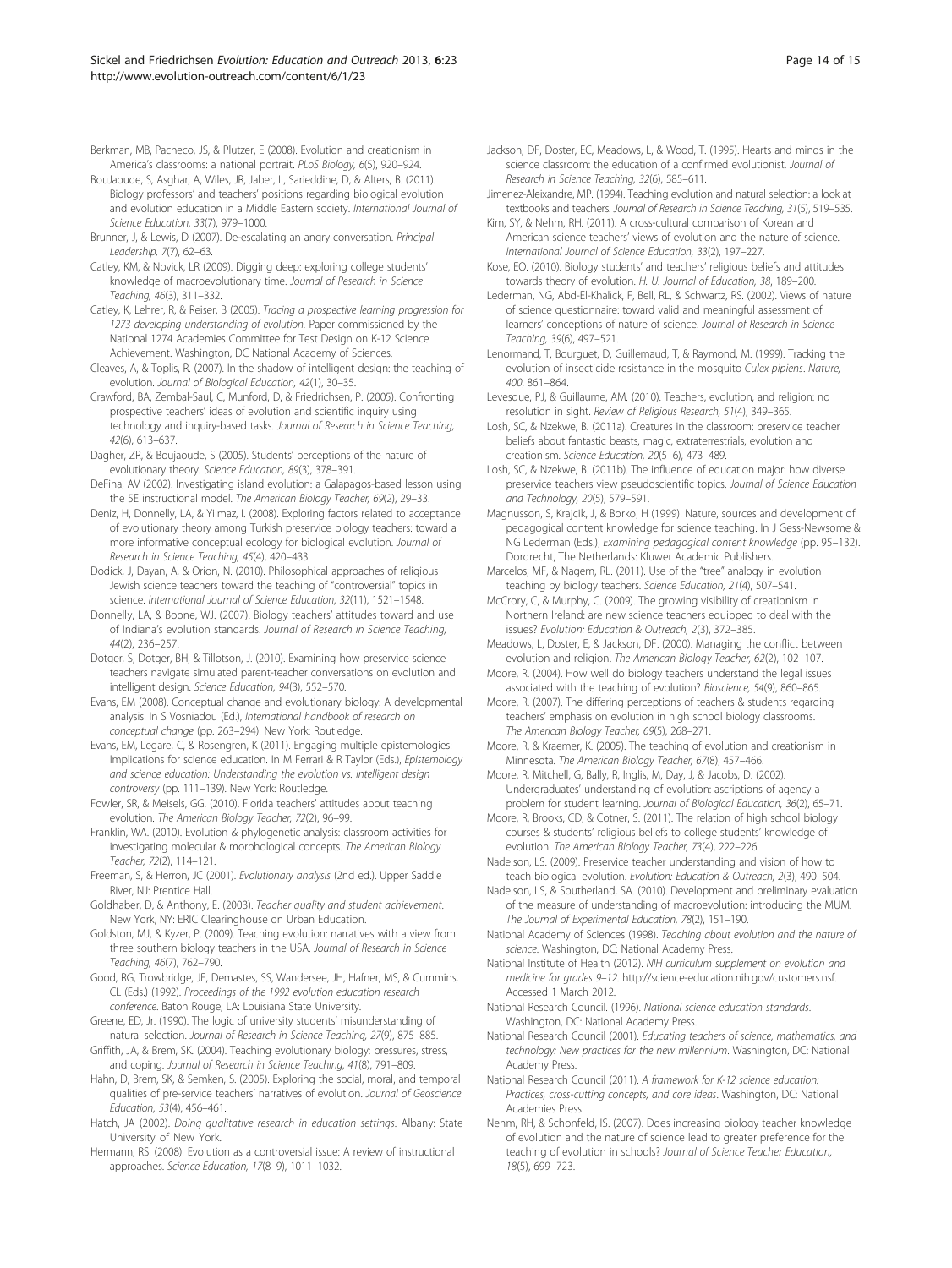Berkman, MB, Pacheco, JS, & Plutzer, E (2008). Evolution and creationism in America's classrooms: a national portrait. *PLoS Biology, 6*(5), 920–924.

BouJaoude, S, Asghar, A, Wiles, JR, Jaber, L, Sarieddine, D, & Alters, B. (2011). Biology professors' and teachers' positions regarding biological evolution and evolution education in a Middle Eastern society. *International Journal of Science Education, 33*(7), 979–1000.

Brunner, J, & Lewis, D (2007). De-escalating an angry conversation. *Principal Leadership, 7*(7), 62–63.

Catley, KM, & Novick, LR (2009). Digging deep: exploring college students' knowledge of macroevolutionary time. *Journal of Research in Science Teaching, 46*(3), 311–332.

Catley, K, Lehrer, R, & Reiser, B (2005). *Tracing a prospective learning progression for 1273 developing understanding of evolution.* Paper commissioned by the National 1274 Academies Committee for Test Design on K-12 Science Achievement. Washington, DC National Academy of Sciences.

Cleaves, A, & Toplis, R. (2007). In the shadow of intelligent design: the teaching of evolution. *Journal of Biological Education, 42*(1), 30–35.

Crawford, BA, Zembal-Saul, C, Munford, D, & Friedrichsen, P. (2005). Confronting prospective teachers' ideas of evolution and scientific inquiry using technology and inquiry-based tasks. *Journal of Research in Science Teaching, 42*(6), 613–637.

Dagher, ZR, & Boujaoude, S (2005). Students' perceptions of the nature of evolutionary theory. *Science Education, 89*(3), 378–391.

DeFina, AV (2002). Investigating island evolution: a Galapagos-based lesson using the 5E instructional model. *The American Biology Teacher, 69*(2), 29–33.

Deniz, H, Donnelly, LA, & Yilmaz, I. (2008). Exploring factors related to acceptance of evolutionary theory among Turkish preservice biology teachers: toward a more informative conceptual ecology for biological evolution. *Journal of Research in Science Teaching, 45*(4), 420–433.

Dodick, J, Dayan, A, & Orion, N. (2010). Philosophical approaches of religious Jewish science teachers toward the teaching of "controversial" topics in science. *International Journal of Science Education, 32*(11), 1521–1548.

Donnelly, LA, & Boone, WJ. (2007). Biology teachers' attitudes toward and use of Indiana's evolution standards. *Journal of Research in Science Teaching, 44*(2), 236–257.

Dotger, S, Dotger, BH, & Tillotson, J. (2010). Examining how preservice science teachers navigate simulated parent-teacher conversations on evolution and intelligent design. *Science Education, 94*(3), 552–570.

Evans, EM (2008). Conceptual change and evolutionary biology: A developmental analysis. In S Vosniadou (Ed.), *International handbook of research on conceptual change* (pp. 263–294). New York: Routledge.

Evans, EM, Legare, C, & Rosengren, K (2011). Engaging multiple epistemologies: Implications for science education. In M Ferrari & R Taylor (Eds.), *Epistemology and science education: Understanding the evolution vs. intelligent design controversy* (pp. 111–139). New York: Routledge.

Fowler, SR, & Meisels, GG. (2010). Florida teachers' attitudes about teaching evolution. *The American Biology Teacher, 72*(2), 96–99.

Franklin, WA. (2010). Evolution & phylogenetic analysis: classroom activities for investigating molecular & morphological concepts. *The American Biology Teacher, 72*(2), 114–121.

Freeman, S, & Herron, JC (2001). *Evolutionary analysis* (2nd ed.). Upper Saddle River, NJ: Prentice Hall.

Goldhaber, D, & Anthony, E. (2003). *Teacher quality and student achievement.* New York, NY: ERIC Clearinghouse on Urban Education.

Goldston, MJ, & Kyzer, P. (2009). Teaching evolution: narratives with a view from three southern biology teachers in the USA. *Journal of Research in Science Teaching, 46*(7), 762–790.

Good, RG, Trowbridge, JE, Demastes, SS, Wandersee, JH, Hafner, MS, & Cummins, CL (Eds.) (1992). *Proceedings of the 1992 evolution education research conference.* Baton Rouge, LA: Louisiana State University.

Greene, ED, Jr. (1990). The logic of university students' misunderstanding of natural selection. *Journal of Research in Science Teaching, 27*(9), 875–885.

Griffith, JA, & Brem, SK. (2004). Teaching evolutionary biology: pressures, stress, and coping. *Journal of Research in Science Teaching, 41*(8), 791–809.

Hahn, D, Brem, SK, & Semken, S. (2005). Exploring the social, moral, and temporal qualities of pre-service teachers' narratives of evolution. *Journal of Geoscience Education, 53*(4), 456–461.

Hatch, JA (2002). *Doing qualitative research in education settings.* Albany: State University of New York.

Hermann, RS. (2008). Evolution as a controversial issue: A review of instructional approaches. *Science Education, 17*(8–9), 1011–1032.

Jackson, DF, Doster, EC, Meadows, L, & Wood, T. (1995). Hearts and minds in the science classroom: the education of a confirmed evolutionist. *Journal of Research in Science Teaching, 32*(6), 585–611.

Jimenez-Aleixandre, MP. (1994). Teaching evolution and natural selection: a look at textbooks and teachers. *Journal of Research in Science Teaching, 31*(5), 519–535.

Kim, SY, & Nehm, RH. (2011). A cross-cultural comparison of Korean and American science teachers' views of evolution and the nature of science. *International Journal of Science Education, 33*(2), 197–227.

Kose, EO. (2010). Biology students' and teachers' religious beliefs and attitudes towards theory of evolution. *H. U. Journal of Education, 38*, 189–200.

Lederman, NG, Abd-El-Khalick, F, Bell, RL, & Schwartz, RS. (2002). Views of nature of science questionnaire: toward valid and meaningful assessment of learners' conceptions of nature of science. *Journal of Research in Science Teaching, 39*(6), 497–521.

Lenormand, T, Bourguet, D, Guillemaud, T, & Raymond, M. (1999). Tracking the evolution of insecticide resistance in the mosquito *Culex pipiens*. *Nature, 400*, 861–864.

Levesque, PJ, & Guillaume, AM. (2010). Teachers, evolution, and religion: no resolution in sight. *Review of Religious Research, 51*(4), 349–365.

Losh, SC, & Nzekwe, B. (2011a). Creatures in the classroom: preservice teacher beliefs about fantastic beasts, magic, extraterrestrials, evolution and creationism. *Science Education, 20*(5–6), 473–489.

Losh, SC, & Nzekwe, B. (2011b). The influence of education major: how diverse preservice teachers view pseudoscientific topics. *Journal of Science Education and Technology, 20*(5), 579–591.

Magnusson, S, Krajcik, J, & Borko, H (1999). Nature, sources and development of pedagogical content knowledge for science teaching. In J Gess-Newsome & NG Lederman (Eds.), *Examining pedagogical content knowledge* (pp. 95–132). Dordrecht, The Netherlands: Kluwer Academic Publishers.

Marcelos, MF, & Nagem, RL. (2011). Use of the "tree" analogy in evolution teaching by biology teachers. *Science Education, 21*(4), 507–541.

McCrory, C, & Murphy, C. (2009). The growing visibility of creationism in Northern Ireland: are new science teachers equipped to deal with the issues? *Evolution: Education & Outreach, 2*(3), 372–385.

Meadows, L, Doster, E, & Jackson, DF. (2000). Managing the conflict between evolution and religion. *The American Biology Teacher, 62*(2), 102–107.

Moore, R. (2004). How well do biology teachers understand the legal issues associated with the teaching of evolution? *Bioscience, 54*(9), 860–865.

Moore, R. (2007). The differing perceptions of teachers & students regarding teachers' emphasis on evolution in high school biology classrooms. *The American Biology Teacher, 69*(5), 268–271.

Moore, R, & Kraemer, K. (2005). The teaching of evolution and creationism in Minnesota. *The American Biology Teacher, 67*(8), 457–466.

Moore, R, Mitchell, G, Bally, R, Inglis, M, Day, J, & Jacobs, D. (2002). Undergraduates' understanding of evolution: ascriptions of agency a problem for student learning. *Journal of Biological Education, 36*(2), 65–71.

Moore, R, Brooks, CD, & Cotner, S. (2011). The relation of high school biology courses & students' religious beliefs to college students' knowledge of evolution. *The American Biology Teacher, 73*(4), 222–226.

Nadelson, LS. (2009). Preservice teacher understanding and vision of how to teach biological evolution. *Evolution: Education & Outreach, 2*(3), 490–504.

Nadelson, LS, & Southerland, SA. (2010). Development and preliminary evaluation of the measure of understanding of macroevolution: introducing the MUM. *The Journal of Experimental Education, 78*(2), 151–190.

National Academy of Sciences (1998). *Teaching about evolution and the nature of science.* Washington, DC: National Academy Press.

National Institute of Health (2012). *NIH curriculum supplement on evolution and medicine for grades 9–12.* http://science-education.nih.gov/customers.nsf. Accessed 1 March 2012.

National Research Council. (1996). *National science education standards.* Washington, DC: National Academy Press.

National Research Council (2001). *Educating teachers of science, mathematics, and technology: New practices for the new millennium.* Washington, DC: National Academy Press.

National Research Council (2011). *A framework for K-12 science education: Practices, cross-cutting concepts, and core ideas.* Washington, DC: National Academies Press.

Nehm, RH, & Schonfeld, IS. (2007). Does increasing biology teacher knowledge of evolution and the nature of science lead to greater preference for the teaching of evolution in schools? *Journal of Science Teacher Education, 18*(5), 699–723.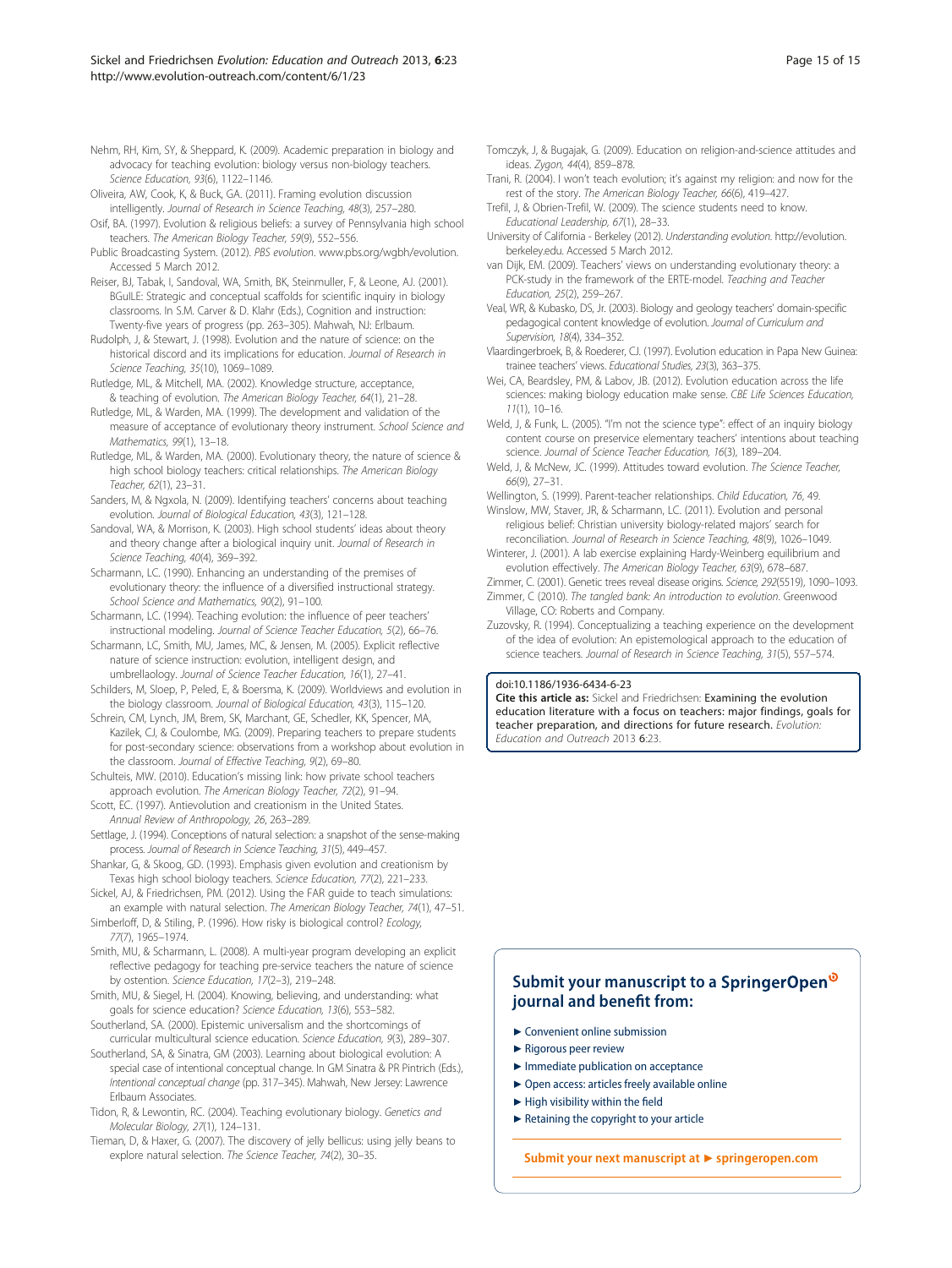Nehm, RH, Kim, SY, & Sheppard, K. (2009). Academic preparation in biology and advocacy for teaching evolution: biology versus non-biology teachers. *Science Education, 93*(6), 1122–1146.

Oliveira, AW, Cook, K, & Buck, GA. (2011). Framing evolution discussion intelligently. *Journal of Research in Science Teaching, 48*(3), 257–280.

Osif, BA. (1997). Evolution & religious beliefs: a survey of Pennsylvania high school teachers. *The American Biology Teacher, 59*(9), 552–556.

Public Broadcasting System. (2012). *PBS evolution*. www.pbs.org/wgbh/evolution. Accessed 5 March 2012.

Reiser, BJ, Tabak, I, Sandoval, WA, Smith, BK, Steinmuller, F, & Leone, AJ. (2001). BGuILE: Strategic and conceptual scaffolds for scientific inquiry in biology classrooms. In S.M. Carver & D. Klahr (Eds.), Cognition and instruction: Twenty-five years of progress (pp. 263–305). Mahwah, NJ: Erlbaum.

Rudolph, J, & Stewart, J. (1998). Evolution and the nature of science: on the historical discord and its implications for education. *Journal of Research in Science Teaching, 35*(10), 1069–1089.

Rutledge, ML, & Mitchell, MA. (2002). Knowledge structure, acceptance, & teaching of evolution. *The American Biology Teacher, 64*(1), 21–28.

Rutledge, ML, & Warden, MA. (1999). The development and validation of the measure of acceptance of evolutionary theory instrument. *School Science and Mathematics, 99*(1), 13–18.

Rutledge, ML, & Warden, MA. (2000). Evolutionary theory, the nature of science & high school biology teachers: critical relationships. *The American Biology Teacher, 62*(1), 23–31.

Sanders, M, & Ngxola, N. (2009). Identifying teachers' concerns about teaching evolution. *Journal of Biological Education, 43*(3), 121–128.

Sandoval, WA, & Morrison, K. (2003). High school students' ideas about theory and theory change after a biological inquiry unit. *Journal of Research in Science Teaching, 40*(4), 369–392.

Scharmann, LC. (1990). Enhancing an understanding of the premises of evolutionary theory: the influence of a diversified instructional strategy. *School Science and Mathematics, 90*(2), 91–100.

Scharmann, LC. (1994). Teaching evolution: the influence of peer teachers' instructional modeling. *Journal of Science Teacher Education, 5*(2), 66–76.

Scharmann, LC, Smith, MU, James, MC, & Jensen, M. (2005). Explicit reflective nature of science instruction: evolution, intelligent design, and umbrellaology. *Journal of Science Teacher Education, 16*(1), 27–41.

Schilders, M, Sloep, P, Peled, E, & Boersma, K. (2009). Worldviews and evolution in the biology classroom. *Journal of Biological Education, 43*(3), 115–120.

Schrein, CM, Lynch, JM, Brem, SK, Marchant, GE, Schedler, KK, Spencer, MA, Kazilek, CJ, & Coulombe, MG. (2009). Preparing teachers to prepare students for post-secondary science: observations from a workshop about evolution in the classroom. *Journal of Effective Teaching, 9*(2), 69–80.

Schulteis, MW. (2010). Education's missing link: how private school teachers approach evolution. *The American Biology Teacher, 72*(2), 91–94.

Scott, EC. (1997). Antievolution and creationism in the United States. *Annual Review of Anthropology, 26*, 263–289.

Settlage, J. (1994). Conceptions of natural selection: a snapshot of the sense-making process. *Journal of Research in Science Teaching, 31*(5), 449–457.

Shankar, G, & Skoog, GD. (1993). Emphasis given evolution and creationism by Texas high school biology teachers. *Science Education, 77*(2), 221–233.

Sickel, AJ, & Friedrichsen, PM. (2012). Using the FAR guide to teach simulations: an example with natural selection. *The American Biology Teacher, 74*(1), 47–51.

Simberloff, D, & Stiling, P. (1996). How risky is biological control? *Ecology, 77*(7), 1965–1974.

Smith, MU, & Scharmann, L. (2008). A multi-year program developing an explicit reflective pedagogy for teaching pre-service teachers the nature of science by ostention. *Science Education, 17*(2–3), 219–248.

Smith, MU, & Siegel, H. (2004). Knowing, believing, and understanding: what goals for science education? *Science Education, 13*(6), 553–582.

Southerland, SA. (2000). Epistemic universalism and the shortcomings of curricular multicultural science education. *Science Education, 9*(3), 289–307.

Southerland, SA, & Sinatra, GM (2003). Learning about biological evolution: A special case of intentional conceptual change. In GM Sinatra & PR Pintrich (Eds.), *Intentional conceptual change* (pp. 317–345). Mahwah, New Jersey: Lawrence Erlbaum Associates.

Tidon, R, & Lewontin, RC. (2004). Teaching evolutionary biology. *Genetics and Molecular Biology, 27*(1), 124–131.

Tieman, D, & Haxer, G. (2007). The discovery of jelly bellicus: using jelly beans to explore natural selection. *The Science Teacher, 74*(2), 30–35.

Tomczyk, J, & Bugajak, G. (2009). Education on religion-and-science attitudes and ideas. *Zygon, 44*(4), 859–878.

Trani, R. (2004). I won't teach evolution; it's against my religion: and now for the rest of the story. *The American Biology Teacher, 66*(6), 419–427.

Trefil, J, & Obrien-Trefil, W. (2009). The science students need to know. *Educational Leadership, 67*(1), 28–33.

University of California - Berkeley (2012). *Understanding evolution*. http://evolution.berkeley.edu. Accessed 5 March 2012.

van Dijk, EM. (2009). Teachers' views on understanding evolutionary theory: a PCK-study in the framework of the ERTE-model. *Teaching and Teacher Education, 25*(2), 259–267.

Veal, WR, & Kubasko, DS, Jr. (2003). Biology and geology teachers' domain-specific pedagogical content knowledge of evolution. *Journal of Curriculum and Supervision, 18*(4), 334–352.

Vlaardingerbroek, B, & Roederer, CJ. (1997). Evolution education in Papa New Guinea: trainee teachers' views. *Educational Studies, 23*(3), 363–375.

Wei, CA, Beardsley, PM, & Labov, JB. (2012). Evolution education across the life sciences: making biology education make sense. *CBE Life Sciences Education, 11*(1), 10–16.

Weld, J, & Funk, L. (2005). "I'm not the science type": effect of an inquiry biology content course on preservice elementary teachers' intentions about teaching science. *Journal of Science Teacher Education, 16*(3), 189–204.

Weld, J, & McNew, JC. (1999). Attitudes toward evolution. *The Science Teacher, 66*(9), 27–31.

Wellington, S. (1999). Parent-teacher relationships. *Child Education, 76*, 49.

Winslow, MW, Staver, JR, & Scharmann, LC. (2011). Evolution and personal religious belief: Christian university biology-related majors' search for reconciliation. *Journal of Research in Science Teaching, 48*(9), 1026–1049.

Winterer, J. (2001). A lab exercise explaining Hardy-Weinberg equilibrium and evolution effectively. *The American Biology Teacher, 63*(9), 678–687.

Zimmer, C. (2001). Genetic trees reveal disease origins. *Science, 292*(5519), 1090–1093.

Zimmer, C (2010). *The tangled bank: An introduction to evolution*. Greenwood Village, CO: Roberts and Company.

Zuzovsky, R. (1994). Conceptualizing a teaching experience on the development of the idea of evolution: An epistemological approach to the education of science teachers. *Journal of Research in Science Teaching, 31*(5), 557–574.

doi:10.1186/1936-6434-6-23

**Cite this article as:** Sickel and Friedrichsen: Examining the evolution education literature with a focus on teachers: major findings, goals for teacher preparation, and directions for future research. *Evolution: Education and Outreach* 2013 **6**:23.

## Submit your manuscript to a SpringerOpen journal and benefit from:

- ► Convenient online submission
- ► Rigorous peer review
- ► Immediate publication on acceptance
- ► Open access: articles freely available online
- ► High visibility within the field
- ► Retaining the copyright to your article

**Submit your next manuscript at ► springeropen.com**